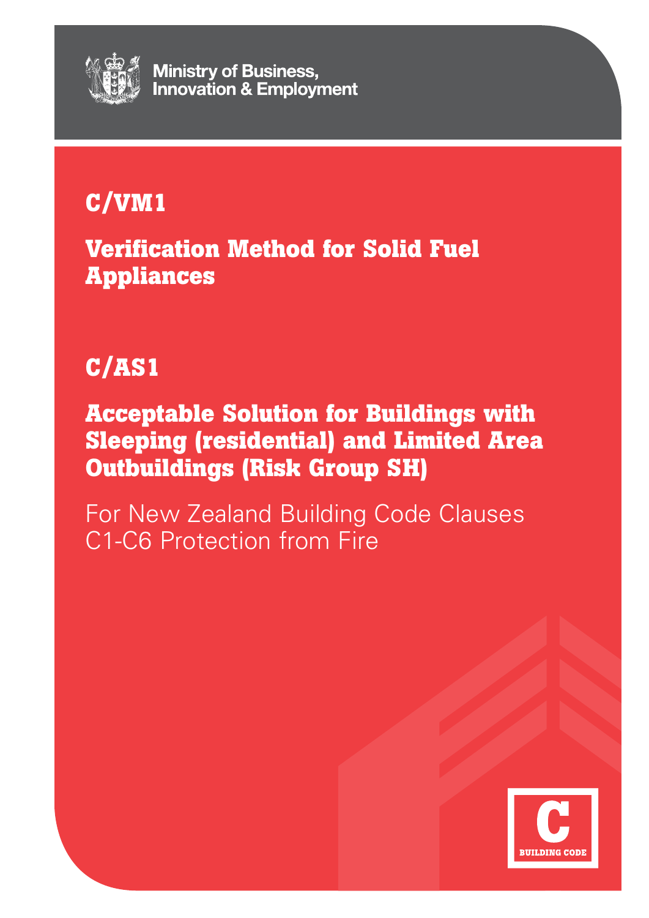Ministry of Business, Innovation & Employment

# C/VM1

## Verification Method for Solid Fuel Appliances

# C/AS1

## Acceptable Solution for Buildings with Sleeping (residential) and Limited Area Outbuildings (Risk Group SH)

For New Zealand Building Code Clauses C1-C6 Protection from Fire

C

BUILDING CODE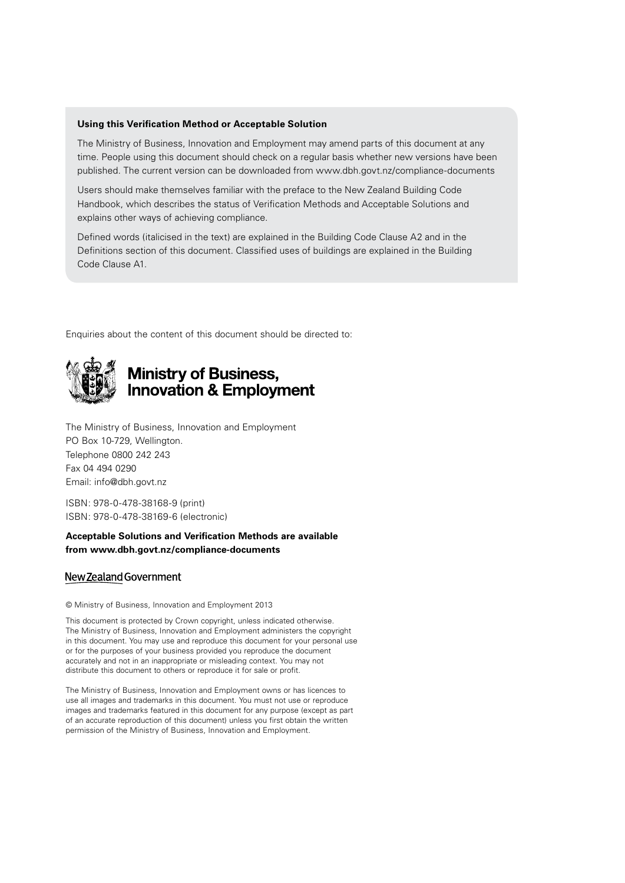**Using this Verification Method or Acceptable Solution**

The Ministry of Business, Innovation and Employment may amend parts of this document at any time. People using this document should check on a regular basis whether new versions have been published. The current version can be downloaded from www.dbh.govt.nz/compliance-documents

Users should make themselves familiar with the preface to the New Zealand Building Code Handbook, which describes the status of Verification Methods and Acceptable Solutions and explains other ways of achieving compliance.

Defined words (italicised in the text) are explained in the Building Code Clause A2 and in the Definitions section of this document. Classified uses of buildings are explained in the Building Code Clause A1.

Enquiries about the content of this document should be directed to:

**Ministry of Business, Innovation & Employment**

The Ministry of Business, Innovation and Employment
PO Box 10-729, Wellington.
Telephone 0800 242 243
Fax 04 494 0290
Email: info@dbh.govt.nz

ISBN: 978-0-478-38168-9 (print)
ISBN: 978-0-478-38169-6 (electronic)

**Acceptable Solutions and Verification Methods are available from www.dbh.govt.nz/compliance-documents**

New Zealand Government

© Ministry of Business, Innovation and Employment 2013

This document is protected by Crown copyright, unless indicated otherwise. The Ministry of Business, Innovation and Employment administers the copyright in this document. You may use and reproduce this document for your personal use or for the purposes of your business provided you reproduce the document accurately and not in an inappropriate or misleading context. You may not distribute this document to others or reproduce it for sale or profit.

The Ministry of Business, Innovation and Employment owns or has licences to use all images and trademarks in this document. You must not use or reproduce images and trademarks featured in this document for any purpose (except as part of an accurate reproduction of this document) unless you first obtain the written permission of the Ministry of Business, Innovation and Employment.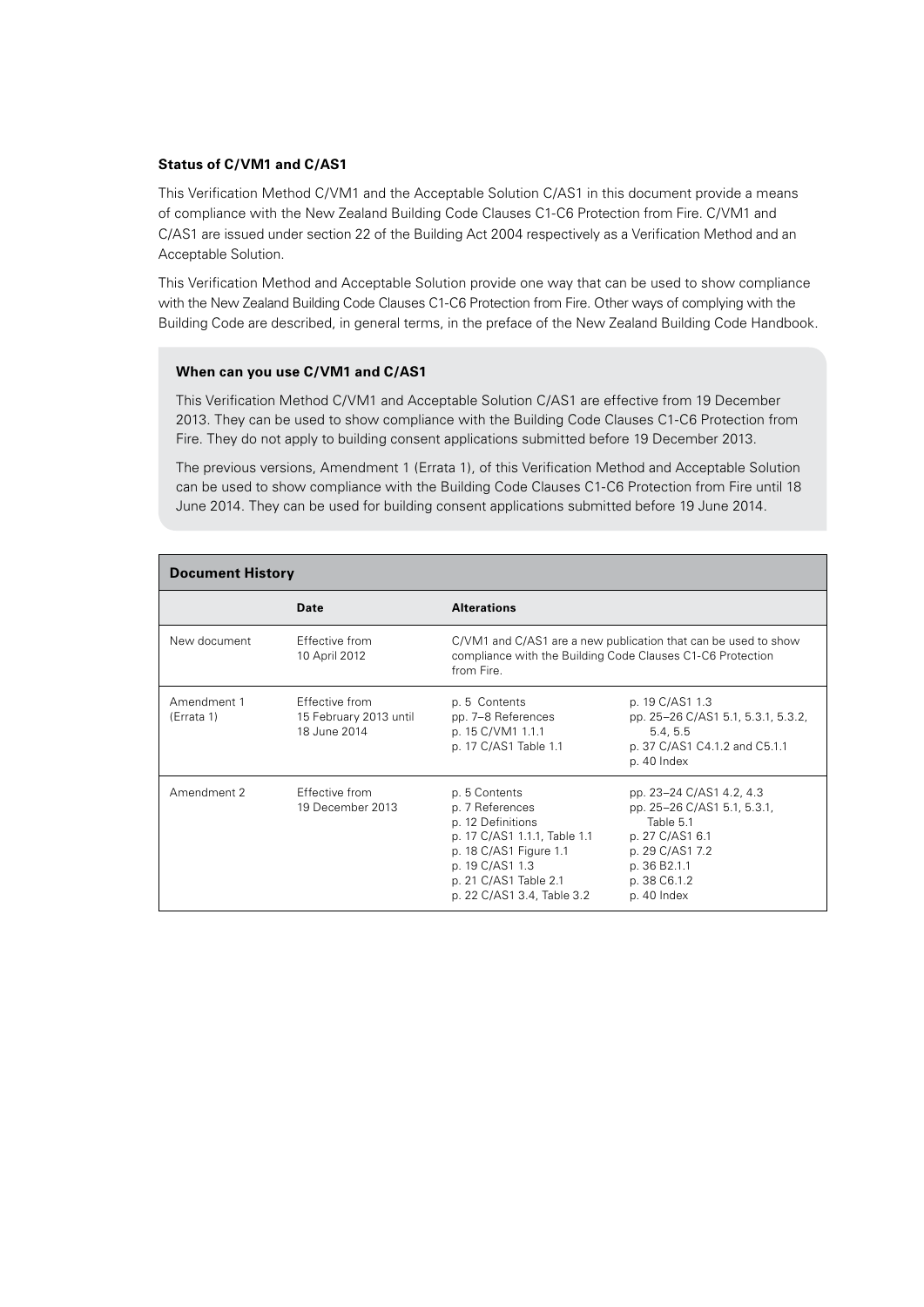**Status of C/VM1 and C/AS1**

This Verification Method C/VM1 and the Acceptable Solution C/AS1 in this document provide a means of compliance with the New Zealand Building Code Clauses C1-C6 Protection from Fire. C/VM1 and C/AS1 are issued under section 22 of the Building Act 2004 respectively as a Verification Method and an Acceptable Solution.

This Verification Method and Acceptable Solution provide one way that can be used to show compliance with the New Zealand Building Code Clauses C1-C6 Protection from Fire. Other ways of complying with the Building Code are described, in general terms, in the preface of the New Zealand Building Code Handbook.

**When can you use C/VM1 and C/AS1**

This Verification Method C/VM1 and Acceptable Solution C/AS1 are effective from 19 December 2013. They can be used to show compliance with the Building Code Clauses C1-C6 Protection from Fire. They do not apply to building consent applications submitted before 19 December 2013.

The previous versions, Amendment 1 (Errata 1), of this Verification Method and Acceptable Solution can be used to show compliance with the Building Code Clauses C1-C6 Protection from Fire until 18 June 2014. They can be used for building consent applications submitted before 19 June 2014.

**Document History**

| | Date | Alterations | |
|---|---|---|---|
| New document | Effective from 10 April 2012 | C/VM1 and C/AS1 are a new publication that can be used to show compliance with the Building Code Clauses C1-C6 Protection from Fire. | |
| Amendment 1 (Errata 1) | Effective from 15 February 2013 until 18 June 2014 | p. 5 Contents<br>pp. 7–8 References<br>p. 15 C/VM1 1.1.1<br>p. 17 C/AS1 Table 1.1 | p. 19 C/AS1 1.3<br>pp. 25–26 C/AS1 5.1, 5.3.1, 5.3.2, 5.4, 5.5<br>p. 37 C/AS1 C4.1.2 and C5.1.1<br>p. 40 Index |
| Amendment 2 | Effective from 19 December 2013 | p. 5 Contents<br>p. 7 References<br>p. 12 Definitions<br>p. 17 C/AS1 1.1.1, Table 1.1<br>p. 18 C/AS1 Figure 1.1<br>p. 19 C/AS1 1.3<br>p. 21 C/AS1 Table 2.1<br>p. 22 C/AS1 3.4, Table 3.2 | pp. 23–24 C/AS1 4.2, 4.3<br>pp. 25–26 C/AS1 5.1, 5.3.1, Table 5.1<br>p. 27 C/AS1 6.1<br>p. 29 C/AS1 7.2<br>p. 36 B2.1.1<br>p. 38 C6.1.2<br>p. 40 Index |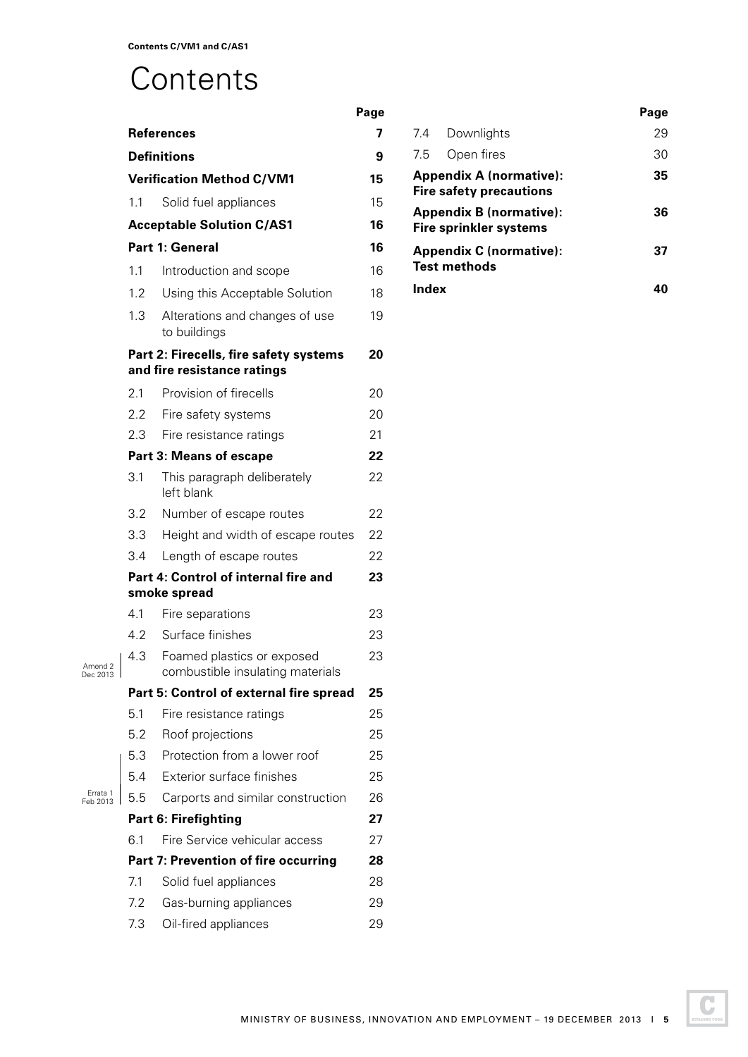# Contents

| | | Page |
|---|---|---|
| **References** | | **7** |
| **Definitions** | | **9** |
| **Verification Method C/VM1** | | **15** |
| 1.1 | Solid fuel appliances | 15 |
| **Acceptable Solution C/AS1** | | **16** |
| **Part 1: General** | | **16** |
| 1.1 | Introduction and scope | 16 |
| 1.2 | Using this Acceptable Solution | 18 |
| 1.3 | Alterations and changes of use to buildings | 19 |
| **Part 2: Firecells, fire safety systems and fire resistance ratings** | | **20** |
| 2.1 | Provision of firecells | 20 |
| 2.2 | Fire safety systems | 20 |
| 2.3 | Fire resistance ratings | 21 |
| **Part 3: Means of escape** | | **22** |
| 3.1 | This paragraph deliberately left blank | 22 |
| 3.2 | Number of escape routes | 22 |
| 3.3 | Height and width of escape routes | 22 |
| 3.4 | Length of escape routes | 22 |
| **Part 4: Control of internal fire and smoke spread** | | **23** |
| 4.1 | Fire separations | 23 |
| 4.2 | Surface finishes | 23 |
| 4.3 | Foamed plastics or exposed combustible insulating materials (Amend 2 Dec 2013) | 23 |
| **Part 5: Control of external fire spread** | | **25** |
| 5.1 | Fire resistance ratings | 25 |
| 5.2 | Roof projections | 25 |
| 5.3 | Protection from a lower roof | 25 |
| 5.4 | Exterior surface finishes | 25 |
| 5.5 | Carports and similar construction (Errata 1 Feb 2013) | 26 |
| **Part 6: Firefighting** | | **27** |
| 6.1 | Fire Service vehicular access | 27 |
| **Part 7: Prevention of fire occurring** | | **28** |
| 7.1 | Solid fuel appliances | 28 |
| 7.2 | Gas-burning appliances | 29 |
| 7.3 | Oil-fired appliances | 29 |
| 7.4 | Downlights | 29 |
| 7.5 | Open fires | 30 |
| **Appendix A (normative): Fire safety precautions** | | **35** |
| **Appendix B (normative): Fire sprinkler systems** | | **36** |
| **Appendix C (normative): Test methods** | | **37** |
| **Index** | | **40** |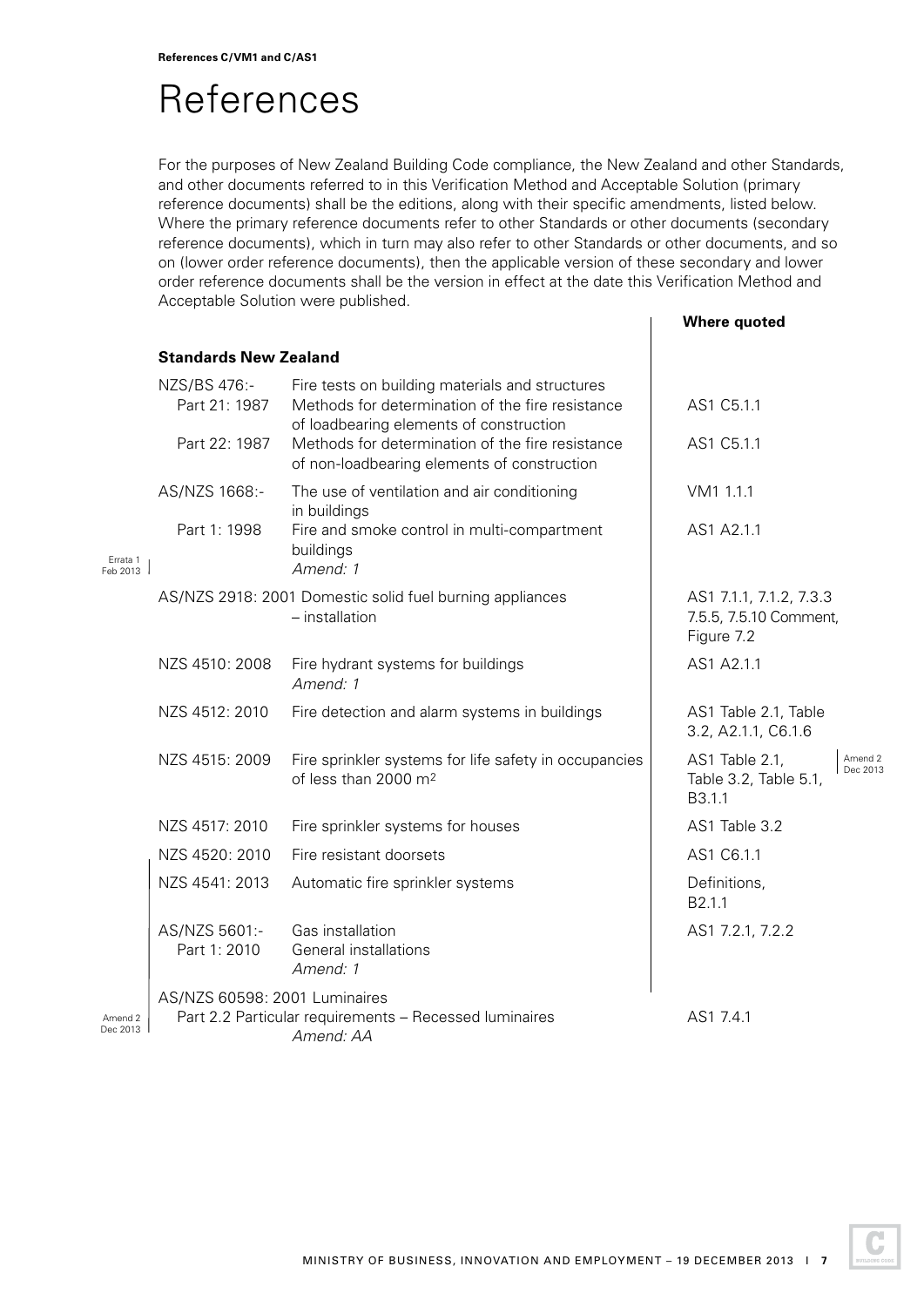# References

For the purposes of New Zealand Building Code compliance, the New Zealand and other Standards, and other documents referred to in this Verification Method and Acceptable Solution (primary reference documents) shall be the editions, along with their specific amendments, listed below. Where the primary reference documents refer to other Standards or other documents (secondary reference documents), which in turn may also refer to other Standards or other documents, and so on (lower order reference documents), then the applicable version of these secondary and lower order reference documents shall be the version in effect at the date this Verification Method and Acceptable Solution were published.

| Document | Title | Where quoted |
|---|---|---|
| **Standards New Zealand** | | |
| NZS/BS 476:- | Fire tests on building materials and structures | |
| Part 21: 1987 | Methods for determination of the fire resistance of loadbearing elements of construction | AS1 C5.1.1 |
| Part 22: 1987 | Methods for determination of the fire resistance of non-loadbearing elements of construction | AS1 C5.1.1 |
| AS/NZS 1668:- | The use of ventilation and air conditioning in buildings | VM1 1.1.1 |
| Part 1: 1998 | Fire and smoke control in multi-compartment buildings *Amend: 1* | AS1 A2.1.1 |
| AS/NZS 2918: 2001 | Domestic solid fuel burning appliances – installation | AS1 7.1.1, 7.1.2, 7.3.3 7.5.5, 7.5.10 Comment, Figure 7.2 |
| NZS 4510: 2008 | Fire hydrant systems for buildings *Amend: 1* | AS1 A2.1.1 |
| NZS 4512: 2010 | Fire detection and alarm systems in buildings | AS1 Table 2.1, Table 3.2, A2.1.1, C6.1.6 |
| NZS 4515: 2009 | Fire sprinkler systems for life safety in occupancies of less than 2000 m² | AS1 Table 2.1, Table 3.2, Table 5.1, B3.1.1 |
| NZS 4517: 2010 | Fire sprinkler systems for houses | AS1 Table 3.2 |
| NZS 4520: 2010 | Fire resistant doorsets | AS1 C6.1.1 |
| NZS 4541: 2013 | Automatic fire sprinkler systems | Definitions, B2.1.1 |
| AS/NZS 5601:- | Gas installation | AS1 7.2.1, 7.2.2 |
| Part 1: 2010 | General installations *Amend: 1* | |
| AS/NZS 60598: 2001 | Luminaires | |
| | Part 2.2 Particular requirements – Recessed luminaires *Amend: AA* | AS1 7.4.1 |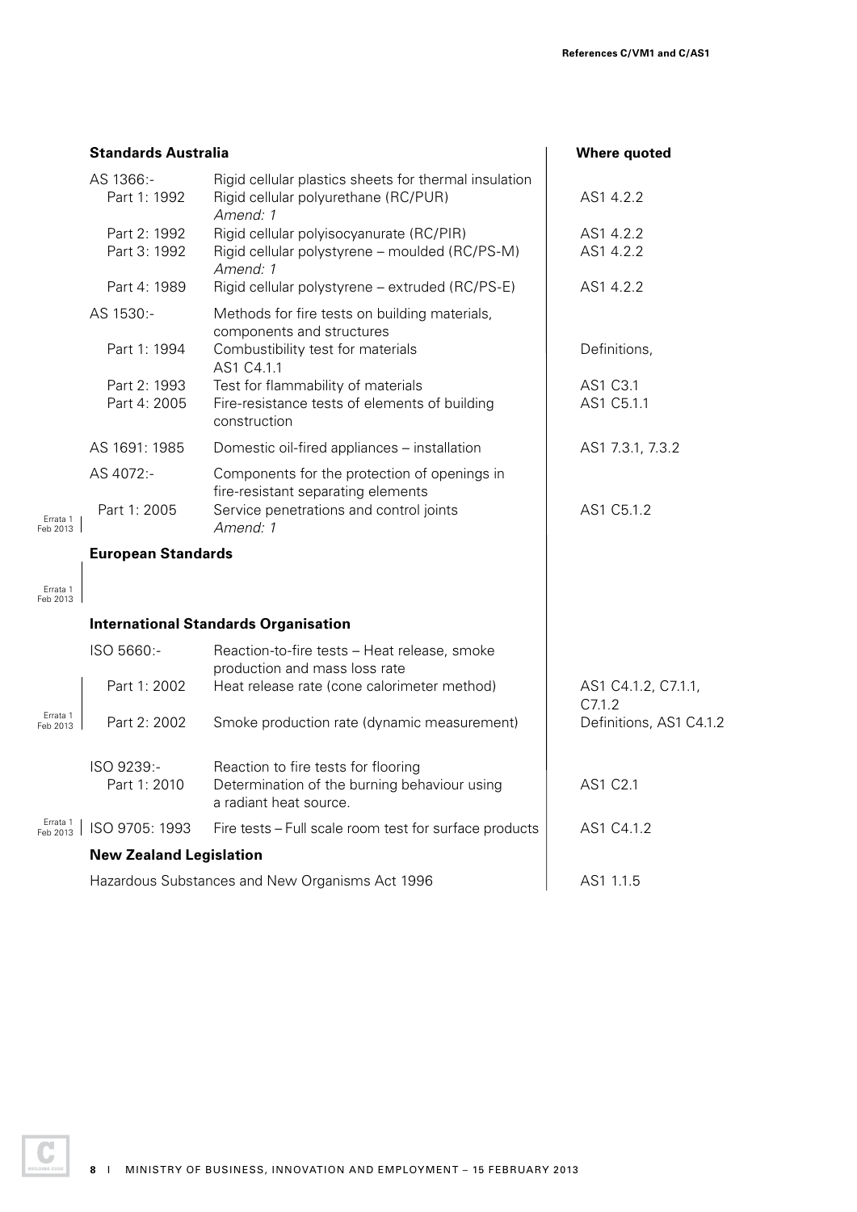| **Standards Australia** | | **Where quoted** |
|---|---|---|
| AS 1366:- | Rigid cellular plastics sheets for thermal insulation | |
| Part 1: 1992 | Rigid cellular polyurethane (RC/PUR) *Amend: 1* | AS1 4.2.2 |
| Part 2: 1992 | Rigid cellular polyisocyanurate (RC/PIR) | AS1 4.2.2 |
| Part 3: 1992 | Rigid cellular polystyrene – moulded (RC/PS-M) *Amend: 1* | AS1 4.2.2 |
| Part 4: 1989 | Rigid cellular polystyrene – extruded (RC/PS-E) | AS1 4.2.2 |
| AS 1530:- | Methods for fire tests on building materials, components and structures | |
| Part 1: 1994 | Combustibility test for materials | Definitions, AS1 C4.1.1 |
| Part 2: 1993 | Test for flammability of materials | AS1 C3.1 |
| Part 4: 2005 | Fire-resistance tests of elements of building construction | AS1 C5.1.1 |
| AS 1691: 1985 | Domestic oil-fired appliances – installation | AS1 7.3.1, 7.3.2 |
| AS 4072:- | Components for the protection of openings in fire-resistant separating elements | |
| Part 1: 2005 | Service penetrations and control joints *Amend: 1* | AS1 C5.1.2 |
| **European Standards** | | |
| **International Standards Organisation** | | |
| ISO 5660:- | Reaction-to-fire tests – Heat release, smoke production and mass loss rate | |
| Part 1: 2002 | Heat release rate (cone calorimeter method) | AS1 C4.1.2, C7.1.1, C7.1.2 |
| Part 2: 2002 | Smoke production rate (dynamic measurement) | Definitions, AS1 C4.1.2 |
| ISO 9239:- | Reaction to fire tests for flooring | |
| Part 1: 2010 | Determination of the burning behaviour using a radiant heat source. | AS1 C2.1 |
| ISO 9705: 1993 | Fire tests – Full scale room test for surface products | AS1 C4.1.2 |
| **New Zealand Legislation** | | |
| Hazardous Substances and New Organisms Act 1996 | | AS1 1.1.5 |

Errata 1 Feb 2013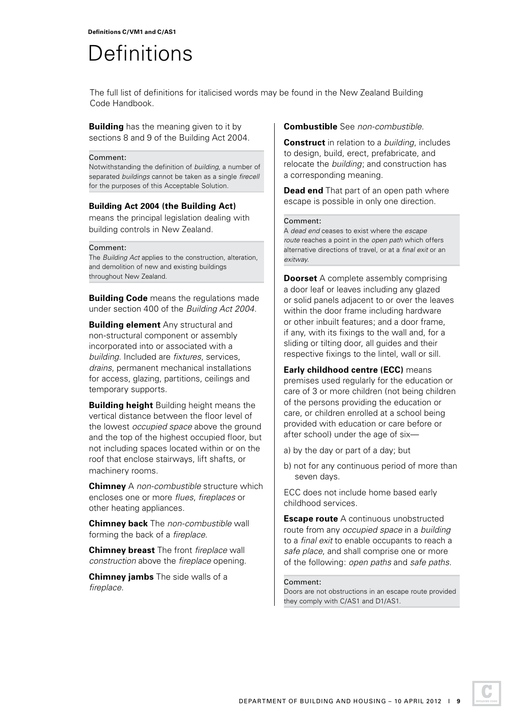# Definitions

The full list of definitions for italicised words may be found in the New Zealand Building Code Handbook.

**Building** has the meaning given to it by sections 8 and 9 of the Building Act 2004.

Comment:
Notwithstanding the definition of *building*, a number of separated *buildings* cannot be taken as a single *firecell* for the purposes of this Acceptable Solution.

**Building Act 2004 (the Building Act)** means the principal legislation dealing with building controls in New Zealand.

Comment:
The *Building Act* applies to the construction, alteration, and demolition of new and existing buildings throughout New Zealand.

**Building Code** means the regulations made under section 400 of the *Building Act 2004*.

**Building element** Any structural and non-structural component or assembly incorporated into or associated with a *building*. Included are *fixtures*, services, *drains*, permanent mechanical installations for access, glazing, partitions, ceilings and temporary supports.

**Building height** Building height means the vertical distance between the floor level of the lowest *occupied space* above the ground and the top of the highest occupied floor, but not including spaces located within or on the roof that enclose stairways, lift shafts, or machinery rooms.

**Chimney** A *non-combustible* structure which encloses one or more *flues*, *fireplaces* or other heating appliances.

**Chimney back** The *non-combustible* wall forming the back of a *fireplace*.

**Chimney breast** The front *fireplace* wall *construction* above the *fireplace* opening.

**Chimney jambs** The side walls of a *fireplace*.

**Combustible** See *non-combustible*.

**Construct** in relation to a *building*, includes to design, build, erect, prefabricate, and relocate the *building*; and construction has a corresponding meaning.

**Dead end** That part of an open path where escape is possible in only one direction.

Comment:
A *dead end* ceases to exist where the *escape route* reaches a point in the *open path* which offers alternative directions of travel, or at a *final exit* or an *exitway*.

**Doorset** A complete assembly comprising a door leaf or leaves including any glazed or solid panels adjacent to or over the leaves within the door frame including hardware or other inbuilt features; and a door frame, if any, with its fixings to the wall and, for a sliding or tilting door, all guides and their respective fixings to the lintel, wall or sill.

**Early childhood centre (ECC)** means premises used regularly for the education or care of 3 or more children (not being children of the persons providing the education or care, or children enrolled at a school being provided with education or care before or after school) under the age of six—

a) by the day or part of a day; but

b) not for any continuous period of more than seven days.

ECC does not include home based early childhood services.

**Escape route** A continuous unobstructed route from any *occupied space* in a *building* to a *final exit* to enable occupants to reach a *safe place*, and shall comprise one or more of the following: *open paths* and *safe paths*.

Comment:
Doors are not obstructions in an escape route provided they comply with C/AS1 and D1/AS1.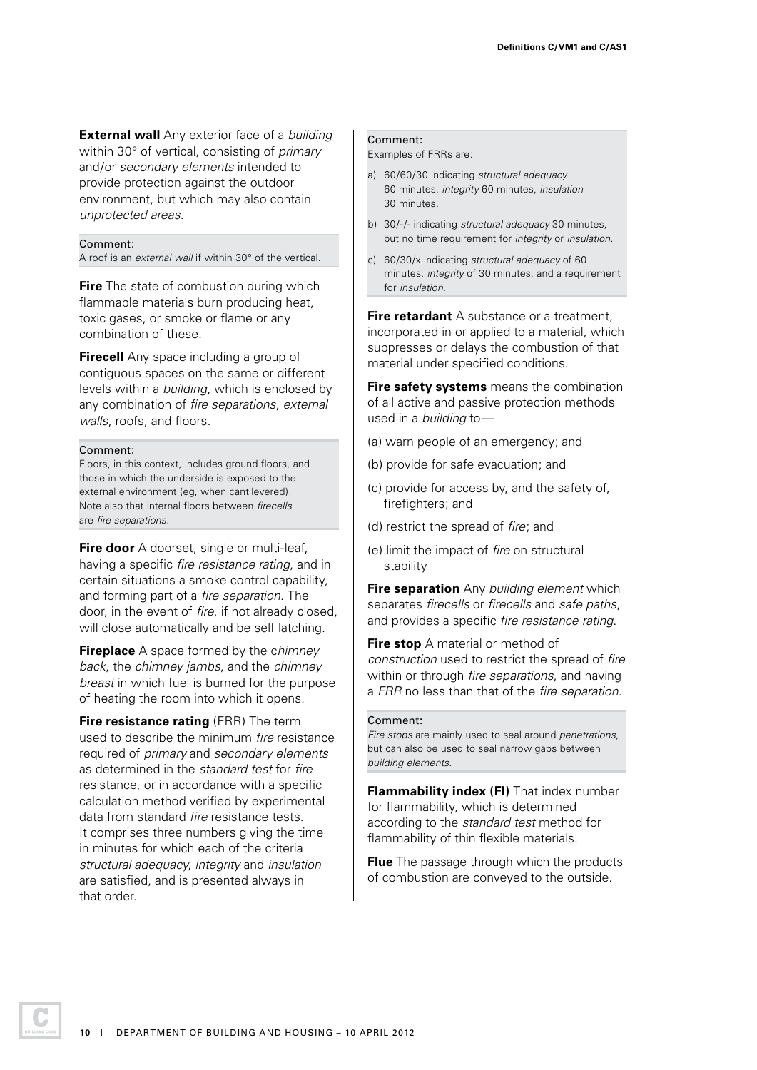**External wall** Any exterior face of a *building* within 30° of vertical, consisting of *primary* and/or *secondary elements* intended to provide protection against the outdoor environment, but which may also contain *unprotected areas*.

> Comment:
> A roof is an *external wall* if within 30° of the vertical.

**Fire** The state of combustion during which flammable materials burn producing heat, toxic gases, or smoke or flame or any combination of these.

**Firecell** Any space including a group of contiguous spaces on the same or different levels within a *building*, which is enclosed by any combination of *fire separations*, *external walls*, roofs, and floors.

> Comment:
> Floors, in this context, includes ground floors, and those in which the underside is exposed to the external environment (eg, when cantilevered). Note also that internal floors between *firecells* are *fire separations*.

**Fire door** A doorset, single or multi-leaf, having a specific *fire resistance rating*, and in certain situations a smoke control capability, and forming part of a *fire separation*. The door, in the event of *fire*, if not already closed, will close automatically and be self latching.

**Fireplace** A space formed by the c*himney back*, the *chimney jambs*, and the *chimney breast* in which fuel is burned for the purpose of heating the room into which it opens.

**Fire resistance rating** (FRR) The term used to describe the minimum *fire* resistance required of *primary* and *secondary elements* as determined in the *standard test* for *fire* resistance, or in accordance with a specific calculation method verified by experimental data from standard *fire* resistance tests. It comprises three numbers giving the time in minutes for which each of the criteria *structural adequacy*, *integrity* and *insulation* are satisfied, and is presented always in that order.

> Comment:
> Examples of FRRs are:
>
> a) 60/60/30 indicating *structural adequacy* 60 minutes, *integrity* 60 minutes, *insulation* 30 minutes.
>
> b) 30/-/- indicating *structural adequacy* 30 minutes, but no time requirement for *integrity* or *insulation*.
>
> c) 60/30/x indicating *structural adequacy* of 60 minutes, *integrity* of 30 minutes, and a requirement for *insulation*.

**Fire retardant** A substance or a treatment, incorporated in or applied to a material, which suppresses or delays the combustion of that material under specified conditions.

**Fire safety systems** means the combination of all active and passive protection methods used in a *building* to—

(a) warn people of an emergency; and

(b) provide for safe evacuation; and

(c) provide for access by, and the safety of, firefighters; and

(d) restrict the spread of *fire*; and

(e) limit the impact of *fire* on structural stability

**Fire separation** Any *building element* which separates *firecells* or *firecells* and *safe paths*, and provides a specific *fire resistance rating.*

**Fire stop** A material or method of *construction* used to restrict the spread of *fire* within or through *fire separations*, and having a *FRR* no less than that of the *fire separation*.

> Comment:
> *Fire stops* are mainly used to seal around *penetrations*, but can also be used to seal narrow gaps between *building elements*.

**Flammability index (FI)** That index number for flammability, which is determined according to the *standard test* method for flammability of thin flexible materials.

**Flue** The passage through which the products of combustion are conveyed to the outside.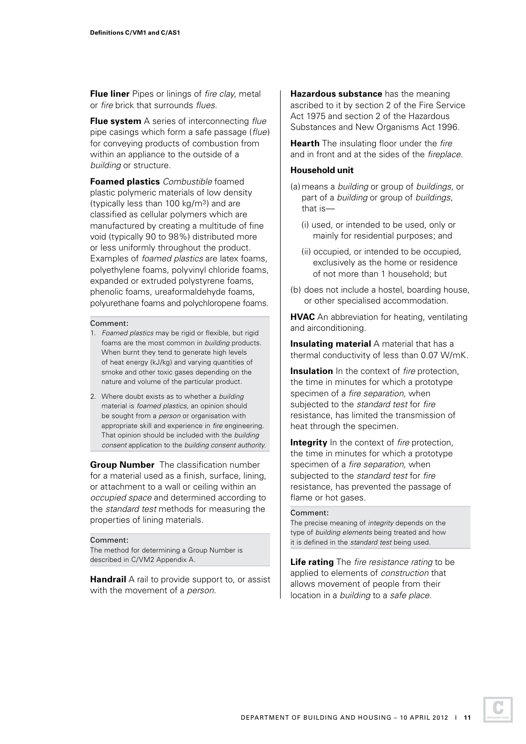**Flue liner** Pipes or linings of *fire clay*, metal or *fire* brick that surrounds *flues*.

**Flue system** A series of interconnecting *flue* pipe casings which form a safe passage (*flue*) for conveying products of combustion from within an appliance to the outside of a *building* or structure.

**Foamed plastics** *Combustible* foamed plastic polymeric materials of low density (typically less than 100 kg/m$^3$) and are classified as cellular polymers which are manufactured by creating a multitude of fine void (typically 90 to 98%) distributed more or less uniformly throughout the product. Examples of *foamed plastics* are latex foams, polyethylene foams, polyvinyl chloride foams, expanded or extruded polystyrene foams, phenolic foams, ureaformaldehyde foams, polyurethane foams and polychloropene foams.

Comment:

1. *Foamed plastics* may be rigid or flexible, but rigid foams are the most common in *building* products. When burnt they tend to generate high levels of heat energy (kJ/kg) and varying quantities of smoke and other toxic gases depending on the nature and volume of the particular product.
2. Where doubt exists as to whether a *building* material is *foamed plastics*, an opinion should be sought from a *person* or organisation with appropriate skill and experience in *fire* engineering. That opinion should be included with the *building consent* application to the *building consent authority*.

**Group Number** The classification number for a material used as a finish, surface, lining, or attachment to a wall or ceiling within an *occupied space* and determined according to the *standard test* methods for measuring the properties of lining materials.

Comment:

The method for determining a Group Number is described in C/VM2 Appendix A.

**Handrail** A rail to provide support to, or assist with the movement of a *person*.

**Hazardous substance** has the meaning ascribed to it by section 2 of the Fire Service Act 1975 and section 2 of the Hazardous Substances and New Organisms Act 1996.

**Hearth** The insulating floor under the *fire* and in front and at the sides of the *fireplace*.

**Household unit**

(a) means a *building* or group of *buildings*, or part of a *building* or group of *buildings*, that is—

  (i) used, or intended to be used, only or mainly for residential purposes; and

  (ii) occupied, or intended to be occupied, exclusively as the home or residence of not more than 1 household; but

(b) does not include a hostel, boarding house, or other specialised accommodation.

**HVAC** An abbreviation for heating, ventilating and airconditioning.

**Insulating material** A material that has a thermal conductivity of less than 0.07 W/mK.

**Insulation** In the context of *fire* protection, the time in minutes for which a prototype specimen of a *fire separation,* when subjected to the *standard test* for *fire* resistance, has limited the transmission of heat through the specimen.

**Integrity** In the context of *fire* protection, the time in minutes for which a prototype specimen of a *fire separation,* when subjected to the *standard test* for *fire* resistance, has prevented the passage of flame or hot gases.

Comment:

The precise meaning of *integrity* depends on the type of *building elements* being treated and how it is defined in the *standard test* being used.

**Life rating** The *fire resistance rating* to be applied to elements of *construction* that allows movement of people from their location in a *building* to a *safe place.*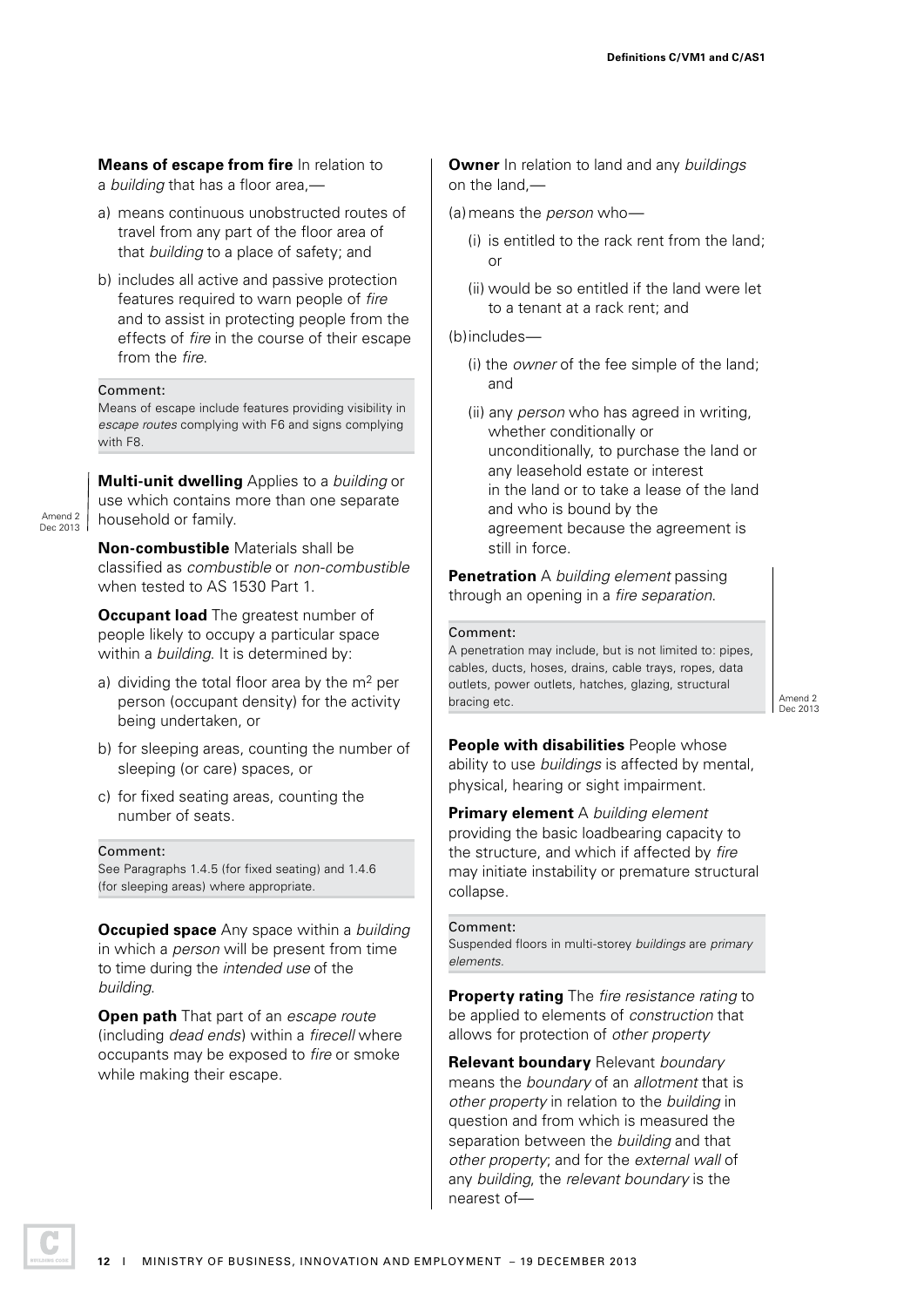**Means of escape from fire** In relation to a *building* that has a floor area,—

a) means continuous unobstructed routes of travel from any part of the floor area of that *building* to a place of safety; and

b) includes all active and passive protection features required to warn people of *fire* and to assist in protecting people from the effects of *fire* in the course of their escape from the *fire*.

> Comment:
> Means of escape include features providing visibility in *escape routes* complying with F6 and signs complying with F8.

**Multi-unit dwelling** Applies to a *building* or use which contains more than one separate household or family.

Amend 2 Dec 2013

**Non-combustible** Materials shall be classified as *combustible* or *non-combustible* when tested to AS 1530 Part 1.

**Occupant load** The greatest number of people likely to occupy a particular space within a *building*. It is determined by:

a) dividing the total floor area by the $m^2$ per person (occupant density) for the activity being undertaken, or

b) for sleeping areas, counting the number of sleeping (or care) spaces, or

c) for fixed seating areas, counting the number of seats.

> Comment:
> See Paragraphs 1.4.5 (for fixed seating) and 1.4.6 (for sleeping areas) where appropriate.

**Occupied space** Any space within a *building* in which a *person* will be present from time to time during the *intended use* of the *building*.

**Open path** That part of an *escape route* (including *dead ends*) within a *firecell* where occupants may be exposed to *fire* or smoke while making their escape.

**Owner** In relation to land and any *buildings* on the land,—

(a) means the *person* who—

(i) is entitled to the rack rent from the land; or

(ii) would be so entitled if the land were let to a tenant at a rack rent; and

(b) includes—

(i) the *owner* of the fee simple of the land; and

(ii) any *person* who has agreed in writing, whether conditionally or unconditionally, to purchase the land or any leasehold estate or interest in the land or to take a lease of the land and who is bound by the agreement because the agreement is still in force.

**Penetration** A *building element* passing through an opening in a *fire separation*.

> Comment:
> A penetration may include, but is not limited to: pipes, cables, ducts, hoses, drains, cable trays, ropes, data outlets, power outlets, hatches, glazing, structural bracing etc.

Amend 2 Dec 2013

**People with disabilities** People whose ability to use *buildings* is affected by mental, physical, hearing or sight impairment.

**Primary element** A *building element* providing the basic loadbearing capacity to the structure, and which if affected by *fire* may initiate instability or premature structural collapse.

> Comment:
> Suspended floors in multi-storey *buildings* are *primary elements*.

**Property rating** The *fire resistance rating* to be applied to elements of *construction* that allows for protection of *other property*

**Relevant boundary** Relevant *boundary* means the *boundary* of an *allotment* that is *other property* in relation to the *building* in question and from which is measured the separation between the *building* and that *other property*; and for the *external wall* of any *building*, the *relevant boundary* is the nearest of—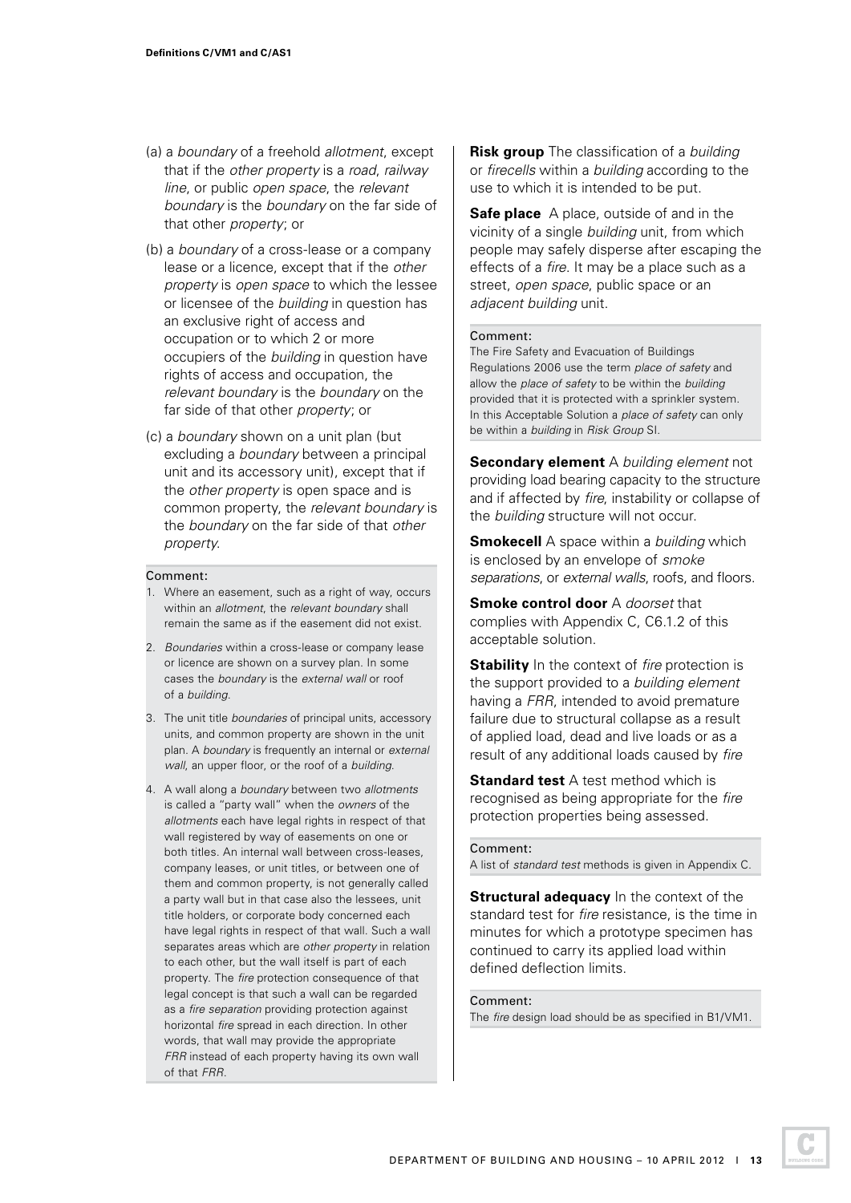(a) a *boundary* of a freehold *allotment*, except that if the *other property* is a *road*, *railway line*, or public *open space*, the *relevant boundary* is the *boundary* on the far side of that other *property*; or

(b) a *boundary* of a cross-lease or a company lease or a licence, except that if the *other property* is *open space* to which the lessee or licensee of the *building* in question has an exclusive right of access and occupation or to which 2 or more occupiers of the *building* in question have rights of access and occupation, the *relevant boundary* is the *boundary* on the far side of that other *property*; or

(c) a *boundary* shown on a unit plan (but excluding a *boundary* between a principal unit and its accessory unit), except that if the *other property* is open space and is common property, the *relevant boundary* is the *boundary* on the far side of that *other property*.

Comment:

1. Where an easement, such as a right of way, occurs within an *allotment*, the *relevant boundary* shall remain the same as if the easement did not exist.
2. *Boundaries* within a cross-lease or company lease or licence are shown on a survey plan. In some cases the *boundary* is the *external wall* or roof of a *building*.
3. The unit title *boundaries* of principal units, accessory units, and common property are shown in the unit plan. A *boundary* is frequently an internal or *external wall*, an upper floor, or the roof of a *building*.
4. A wall along a *boundary* between two *allotments* is called a "party wall" when the *owners* of the *allotments* each have legal rights in respect of that wall registered by way of easements on one or both titles. An internal wall between cross-leases, company leases, or unit titles, or between one of them and common property, is not generally called a party wall but in that case also the lessees, unit title holders, or corporate body concerned each have legal rights in respect of that wall. Such a wall separates areas which are *other property* in relation to each other, but the wall itself is part of each property. The *fire* protection consequence of that legal concept is that such a wall can be regarded as a *fire separation* providing protection against horizontal *fire* spread in each direction. In other words, that wall may provide the appropriate *FRR* instead of each property having its own wall of that *FRR*.

**Risk group** The classification of a *building* or *firecells* within a *building* according to the use to which it is intended to be put.

**Safe place** A place, outside of and in the vicinity of a single *building* unit, from which people may safely disperse after escaping the effects of a *fire*. It may be a place such as a street, *open space*, public space or an *adjacent building* unit.

Comment:

The Fire Safety and Evacuation of Buildings Regulations 2006 use the term *place of safety* and allow the *place of safety* to be within the *building* provided that it is protected with a sprinkler system. In this Acceptable Solution a *place of safety* can only be within a *building* in *Risk Group* SI.

**Secondary element** A *building element* not providing load bearing capacity to the structure and if affected by *fire*, instability or collapse of the *building* structure will not occur.

**Smokecell** A space within a *building* which is enclosed by an envelope of *smoke separations*, or *external walls*, roofs, and floors.

**Smoke control door** A *doorset* that complies with Appendix C, C6.1.2 of this acceptable solution.

**Stability** In the context of *fire* protection is the support provided to a *building element* having a *FRR*, intended to avoid premature failure due to structural collapse as a result of applied load, dead and live loads or as a result of any additional loads caused by *fire*

**Standard test** A test method which is recognised as being appropriate for the *fire* protection properties being assessed.

Comment:

A list of *standard test* methods is given in Appendix C.

**Structural adequacy** In the context of the standard test for *fire* resistance, is the time in minutes for which a prototype specimen has continued to carry its applied load within defined deflection limits.

Comment:

The *fire* design load should be as specified in B1/VM1.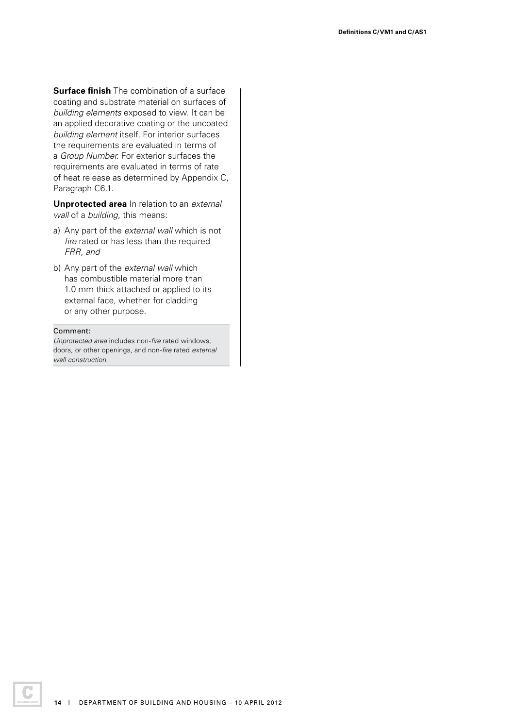**Surface finish** The combination of a surface coating and substrate material on surfaces of *building elements* exposed to view. It can be an applied decorative coating or the uncoated *building element* itself. For interior surfaces the requirements are evaluated in terms of a *Group Number*. For exterior surfaces the requirements are evaluated in terms of rate of heat release as determined by Appendix C, Paragraph C6.1.

**Unprotected area** In relation to an *external wall* of a *building*, this means:

a) Any part of the *external wall* which is not *fire* rated or has less than the required *FRR, and*

b) Any part of the *external wall* which has combustible material more than 1.0 mm thick attached or applied to its external face, whether for cladding or any other purpose.

Comment:

*Unprotected area* includes non-*fire* rated windows, doors, or other openings, and non-*fire* rated *external wall construction.*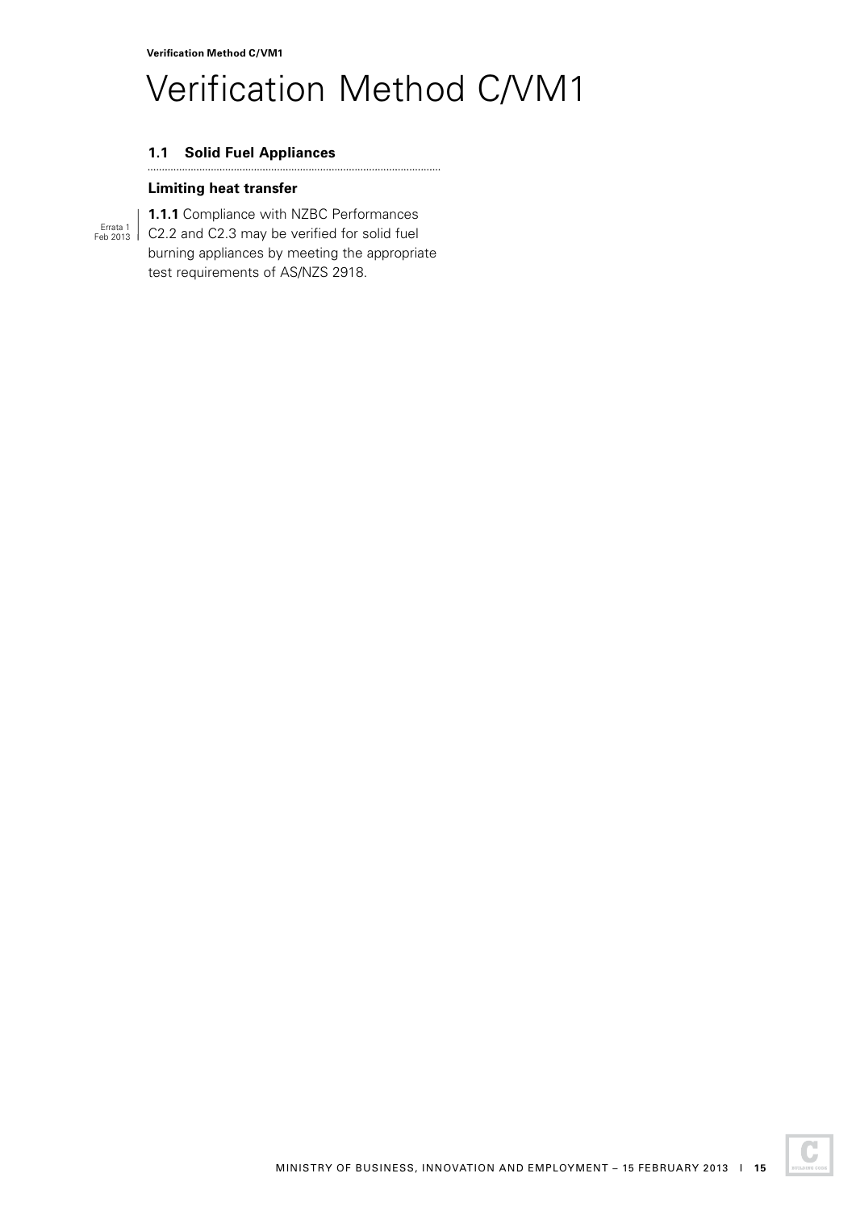# Verification Method C/VM1

## 1.1 Solid Fuel Appliances

### Limiting heat transfer

Errata 1 Feb 2013

**1.1.1** Compliance with NZBC Performances C2.2 and C2.3 may be verified for solid fuel burning appliances by meeting the appropriate test requirements of AS/NZS 2918.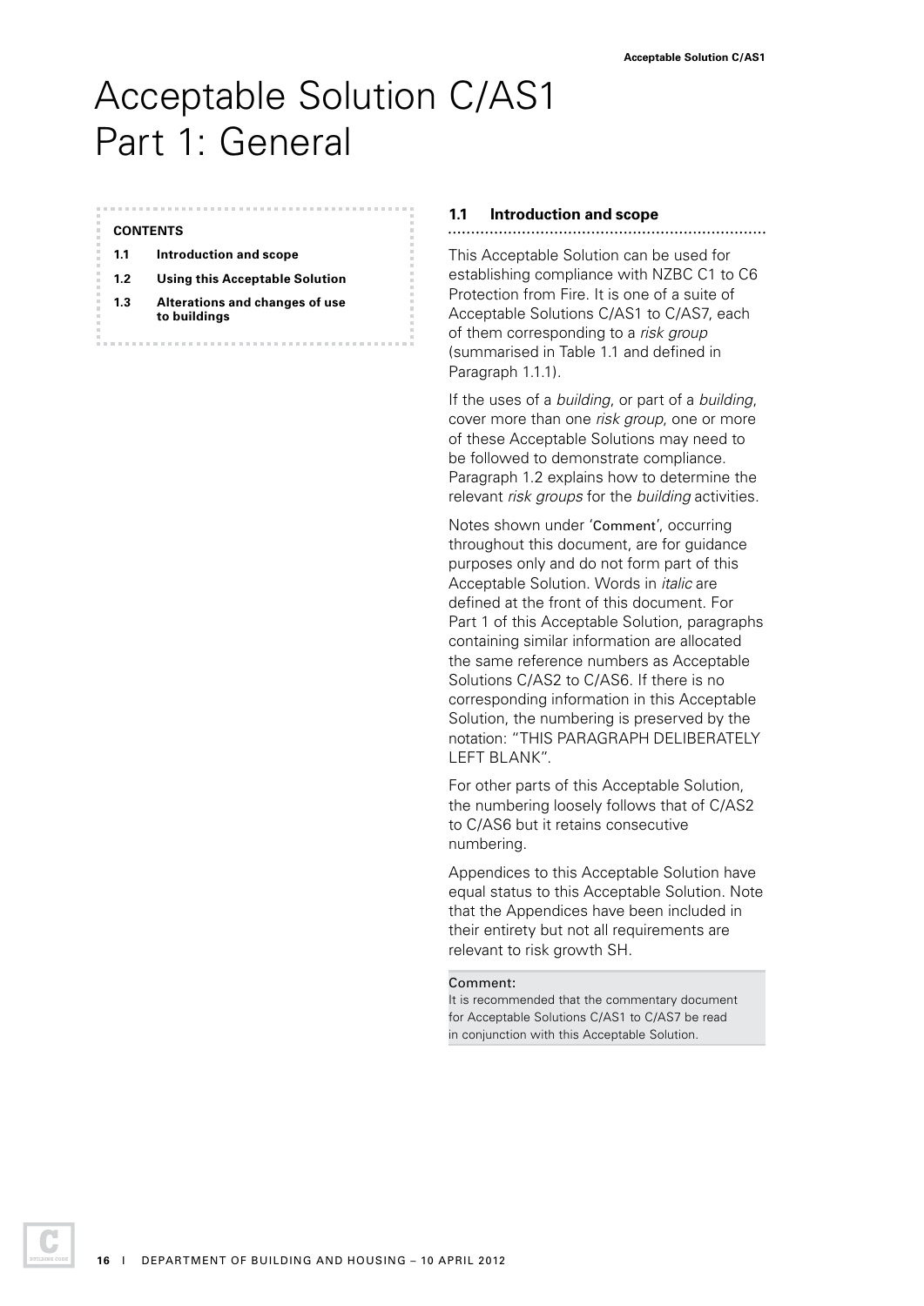# Acceptable Solution C/AS1 Part 1: General

**CONTENTS**

**1.1 Introduction and scope**

**1.2 Using this Acceptable Solution**

**1.3 Alterations and changes of use to buildings**

## 1.1 Introduction and scope

This Acceptable Solution can be used for establishing compliance with NZBC C1 to C6 Protection from Fire. It is one of a suite of Acceptable Solutions C/AS1 to C/AS7, each of them corresponding to a *risk group* (summarised in Table 1.1 and defined in Paragraph 1.1.1).

If the uses of a *building*, or part of a *building*, cover more than one *risk group*, one or more of these Acceptable Solutions may need to be followed to demonstrate compliance. Paragraph 1.2 explains how to determine the relevant *risk groups* for the *building* activities.

Notes shown under 'Comment', occurring throughout this document, are for guidance purposes only and do not form part of this Acceptable Solution. Words in *italic* are defined at the front of this document. For Part 1 of this Acceptable Solution, paragraphs containing similar information are allocated the same reference numbers as Acceptable Solutions C/AS2 to C/AS6. If there is no corresponding information in this Acceptable Solution, the numbering is preserved by the notation: "THIS PARAGRAPH DELIBERATELY LEFT BLANK".

For other parts of this Acceptable Solution, the numbering loosely follows that of C/AS2 to C/AS6 but it retains consecutive numbering.

Appendices to this Acceptable Solution have equal status to this Acceptable Solution. Note that the Appendices have been included in their entirety but not all requirements are relevant to risk growth SH.

Comment:
It is recommended that the commentary document for Acceptable Solutions C/AS1 to C/AS7 be read in conjunction with this Acceptable Solution.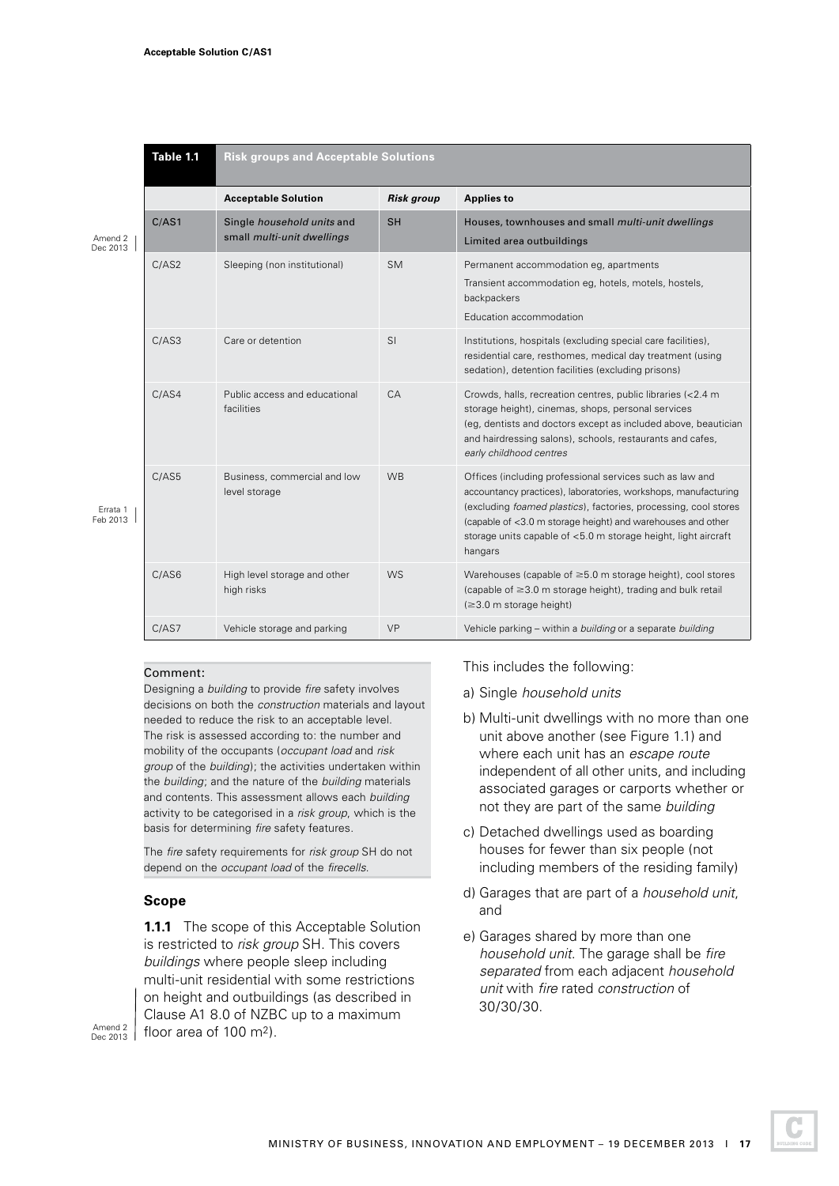**Table 1.1 Risk groups and Acceptable Solutions**

| | Acceptable Solution | *Risk group* | Applies to |
|---|---|---|---|
| C/AS1 | Single *household units* and small *multi-unit dwellings* | SH | Houses, townhouses and small *multi-unit dwellings*<br>Limited area outbuildings |
| C/AS2 | Sleeping (non institutional) | SM | Permanent accommodation eg, apartments<br>Transient accommodation eg, hotels, motels, hostels, backpackers<br>Education accommodation |
| C/AS3 | Care or detention | SI | Institutions, hospitals (excluding special care facilities), residential care, resthomes, medical day treatment (using sedation), detention facilities (excluding prisons) |
| C/AS4 | Public access and educational facilities | CA | Crowds, halls, recreation centres, public libraries (<2.4 m storage height), cinemas, shops, personal services (eg, dentists and doctors except as included above, beautician and hairdressing salons), schools, restaurants and cafes, *early childhood centres* |
| C/AS5 | Business, commercial and low level storage | WB | Offices (including professional services such as law and accountancy practices), laboratories, workshops, manufacturing (excluding *foamed plastics*), factories, processing, cool stores (capable of <3.0 m storage height) and warehouses and other storage units capable of <5.0 m storage height, light aircraft hangars |
| C/AS6 | High level storage and other high risks | WS | Warehouses (capable of ≥5.0 m storage height), cool stores (capable of ≥3.0 m storage height), trading and bulk retail (≥3.0 m storage height) |
| C/AS7 | Vehicle storage and parking | VP | Vehicle parking – within a *building* or a separate *building* |

Comment:

Designing a *building* to provide *fire* safety involves decisions on both the *construction* materials and layout needed to reduce the risk to an acceptable level. The risk is assessed according to: the number and mobility of the occupants (*occupant load* and *risk group* of the *building*); the activities undertaken within the *building*; and the nature of the *building* materials and contents. This assessment allows each *building* activity to be categorised in a *risk group*, which is the basis for determining *fire* safety features.

The *fire* safety requirements for *risk group* SH do not depend on the *occupant load* of the *firecells*.

### Scope

**1.1.1** The scope of this Acceptable Solution is restricted to *risk group* SH. This covers *buildings* where people sleep including multi-unit residential with some restrictions on height and outbuildings (as described in Clause A1 8.0 of NZBC up to a maximum floor area of 100 m$^2$).

This includes the following:

a) Single *household units*

b) Multi-unit dwellings with no more than one unit above another (see Figure 1.1) and where each unit has an *escape route* independent of all other units, and including associated garages or carports whether or not they are part of the same *building*

c) Detached dwellings used as boarding houses for fewer than six people (not including members of the residing family)

d) Garages that are part of a *household unit*, and

e) Garages shared by more than one *household unit*. The garage shall be *fire separated* from each adjacent *household unit* with *fire* rated *construction* of 30/30/30.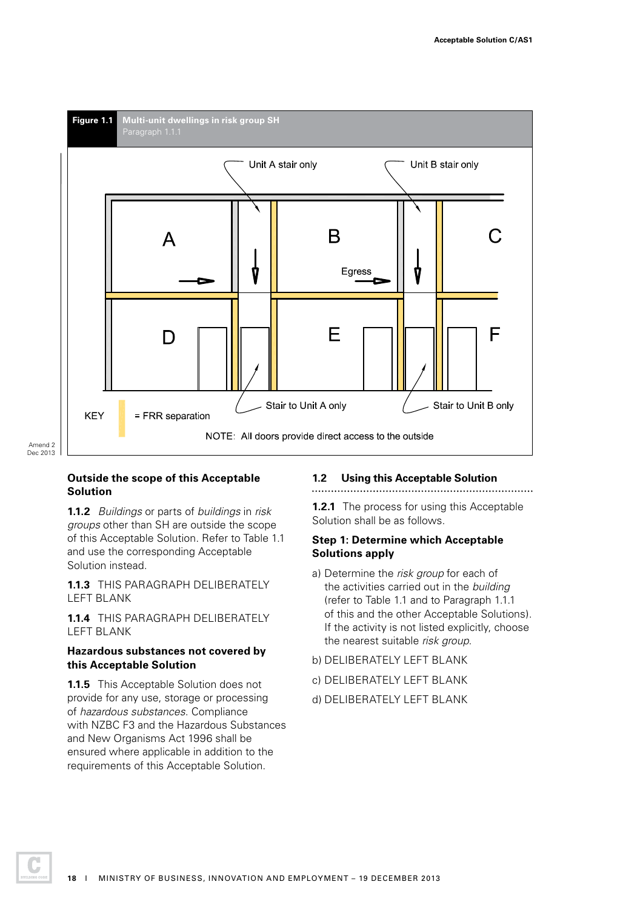**Figure 1.1 Multi-unit dwellings in risk group SH**
Paragraph 1.1.1

Unit A stair only

Unit B stair only

A

B

C

Egress

D

E

F

Stair to Unit A only

Stair to Unit B only

KEY = FRR separation

NOTE: All doors provide direct access to the outside

Amend 2
Dec 2013

### Outside the scope of this Acceptable Solution

**1.1.2** *Buildings* or parts of *buildings* in *risk groups* other than SH are outside the scope of this Acceptable Solution. Refer to Table 1.1 and use the corresponding Acceptable Solution instead.

**1.1.3** THIS PARAGRAPH DELIBERATELY LEFT BLANK

**1.1.4** THIS PARAGRAPH DELIBERATELY LEFT BLANK

### Hazardous substances not covered by this Acceptable Solution

**1.1.5** This Acceptable Solution does not provide for any use, storage or processing of *hazardous substances.* Compliance with NZBC F3 and the Hazardous Substances and New Organisms Act 1996 shall be ensured where applicable in addition to the requirements of this Acceptable Solution.

## 1.2 Using this Acceptable Solution

**1.2.1** The process for using this Acceptable Solution shall be as follows.

### Step 1: Determine which Acceptable Solutions apply

a) Determine the *risk group* for each of the activities carried out in the *building* (refer to Table 1.1 and to Paragraph 1.1.1 of this and the other Acceptable Solutions). If the activity is not listed explicitly, choose the nearest suitable *risk group.*

b) DELIBERATELY LEFT BLANK

c) DELIBERATELY LEFT BLANK

d) DELIBERATELY LEFT BLANK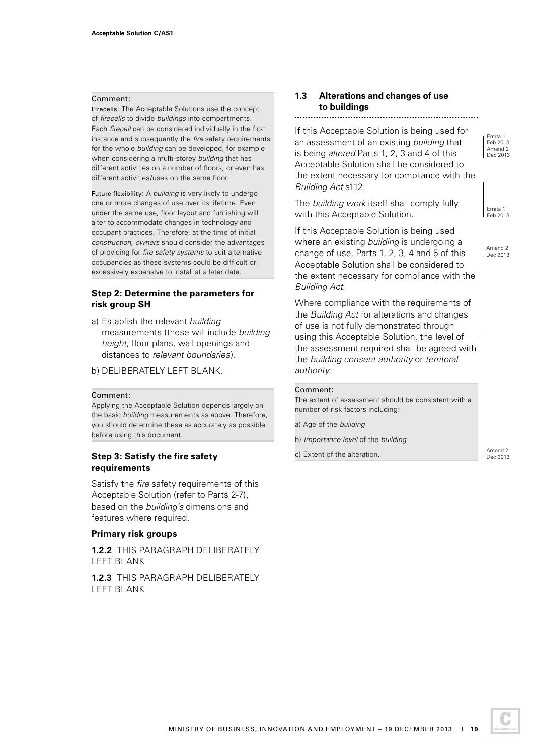Comment:

Firecells: The Acceptable Solutions use the concept of *firecells* to divide *buildings* into compartments. Each *firecell* can be considered individually in the first instance and subsequently the *fire* safety requirements for the whole *building* can be developed, for example when considering a multi-storey *building* that has different activities on a number of floors, or even has different activities/uses on the same floor.

Future flexibility: A *building* is very likely to undergo one or more changes of use over its lifetime. Even under the same use, floor layout and furnishing will alter to accommodate changes in technology and occupant practices. Therefore, at the time of initial *construction*, *owners* should consider the advantages of providing for *fire safety systems* to suit alternative occupancies as these systems could be difficult or excessively expensive to install at a later date.

### Step 2: Determine the parameters for risk group SH

a) Establish the relevant *building* measurements (these will include *building height*, floor plans, wall openings and distances to *relevant boundaries*).

b) DELIBERATELY LEFT BLANK.

Comment:

Applying the Acceptable Solution depends largely on the basic *building* measurements as above. Therefore, you should determine these as accurately as possible before using this document.

### Step 3: Satisfy the fire safety requirements

Satisfy the *fire* safety requirements of this Acceptable Solution (refer to Parts 2-7), based on the *building's* dimensions and features where required.

### Primary risk groups

**1.2.2** THIS PARAGRAPH DELIBERATELY LEFT BLANK

**1.2.3** THIS PARAGRAPH DELIBERATELY LEFT BLANK

## 1.3 Alterations and changes of use to buildings

If this Acceptable Solution is being used for an assessment of an existing *building* that is being *altered* Parts 1, 2, 3 and 4 of this Acceptable Solution shall be considered to the extent necessary for compliance with the *Building Act* s112.

Errata 1 Feb 2013, Amend 2 Dec 2013

The *building work* itself shall comply fully with this Acceptable Solution.

Errata 1 Feb 2013

If this Acceptable Solution is being used where an existing *building* is undergoing a change of use, Parts 1, 2, 3, 4 and 5 of this Acceptable Solution shall be considered to the extent necessary for compliance with the *Building Act*.

Amend 2 Dec 2013

Where compliance with the requirements of the *Building Act* for alterations and changes of use is not fully demonstrated through using this Acceptable Solution, the level of the assessment required shall be agreed with the *building consent authority* or *territoral authority*.

Comment:

The extent of assessment should be consistent with a number of risk factors including:

a) Age of the *building*

b) *Importance level* of the *building*

c) Extent of the alteration.

Amend 2 Dec 2013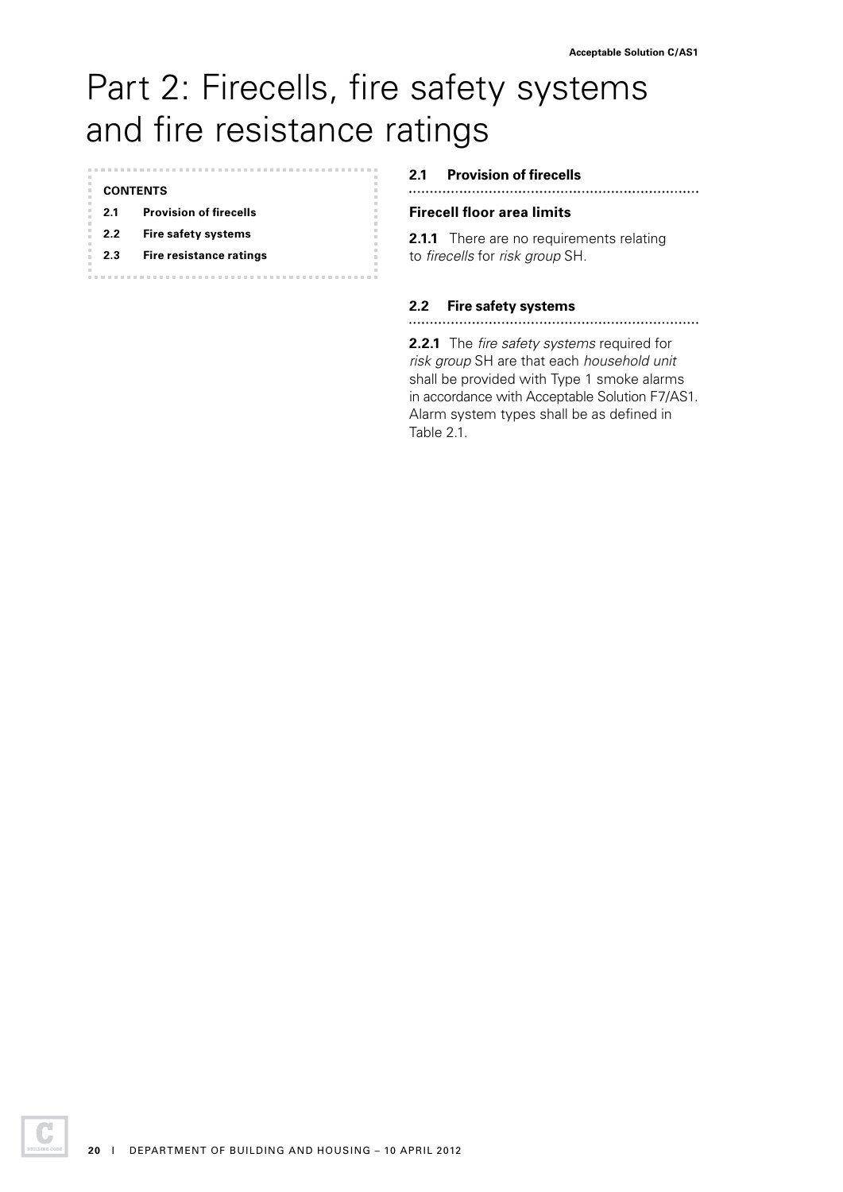# Part 2: Firecells, fire safety systems and fire resistance ratings

**CONTENTS**

**2.1 Provision of firecells**

**2.2 Fire safety systems**

**2.3 Fire resistance ratings**

## 2.1 Provision of firecells

### Firecell floor area limits

**2.1.1** There are no requirements relating to *firecells* for *risk group* SH.

## 2.2 Fire safety systems

**2.2.1** The *fire safety systems* required for *risk group* SH are that each *household unit* shall be provided with Type 1 smoke alarms in accordance with Acceptable Solution F7/AS1. Alarm system types shall be as defined in Table 2.1.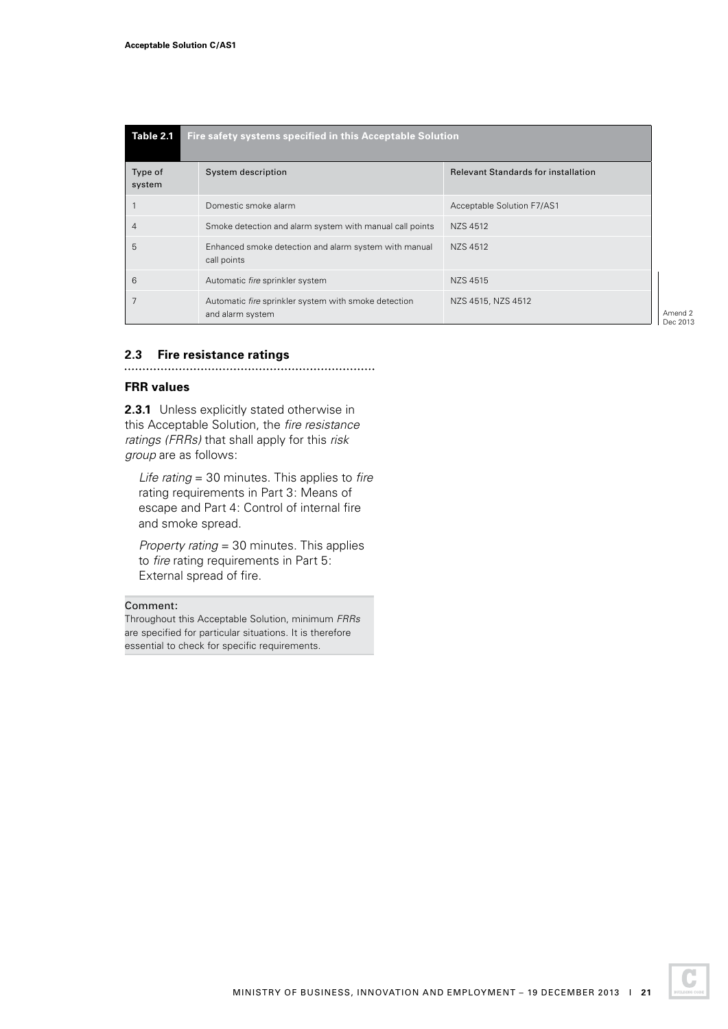| Table 2.1 | Fire safety systems specified in this Acceptable Solution | |
|---|---|---|
| Type of system | System description | Relevant Standards for installation |
| 1 | Domestic smoke alarm | Acceptable Solution F7/AS1 |
| 4 | Smoke detection and alarm system with manual call points | NZS 4512 |
| 5 | Enhanced smoke detection and alarm system with manual call points | NZS 4512 |
| 6 | Automatic *fire* sprinkler system | NZS 4515 |
| 7 | Automatic *fire* sprinkler system with smoke detection and alarm system | NZS 4515, NZS 4512 |

Amend 2 Dec 2013

## 2.3 Fire resistance ratings

### FRR values

**2.3.1** Unless explicitly stated otherwise in this Acceptable Solution, the *fire resistance ratings (FRRs)* that shall apply for this *risk group* are as follows:

*Life rating* = 30 minutes. This applies to *fire* rating requirements in Part 3: Means of escape and Part 4: Control of internal fire and smoke spread.

*Property rating* = 30 minutes. This applies to *fire* rating requirements in Part 5: External spread of fire.

Comment:

Throughout this Acceptable Solution, minimum *FRRs* are specified for particular situations. It is therefore essential to check for specific requirements.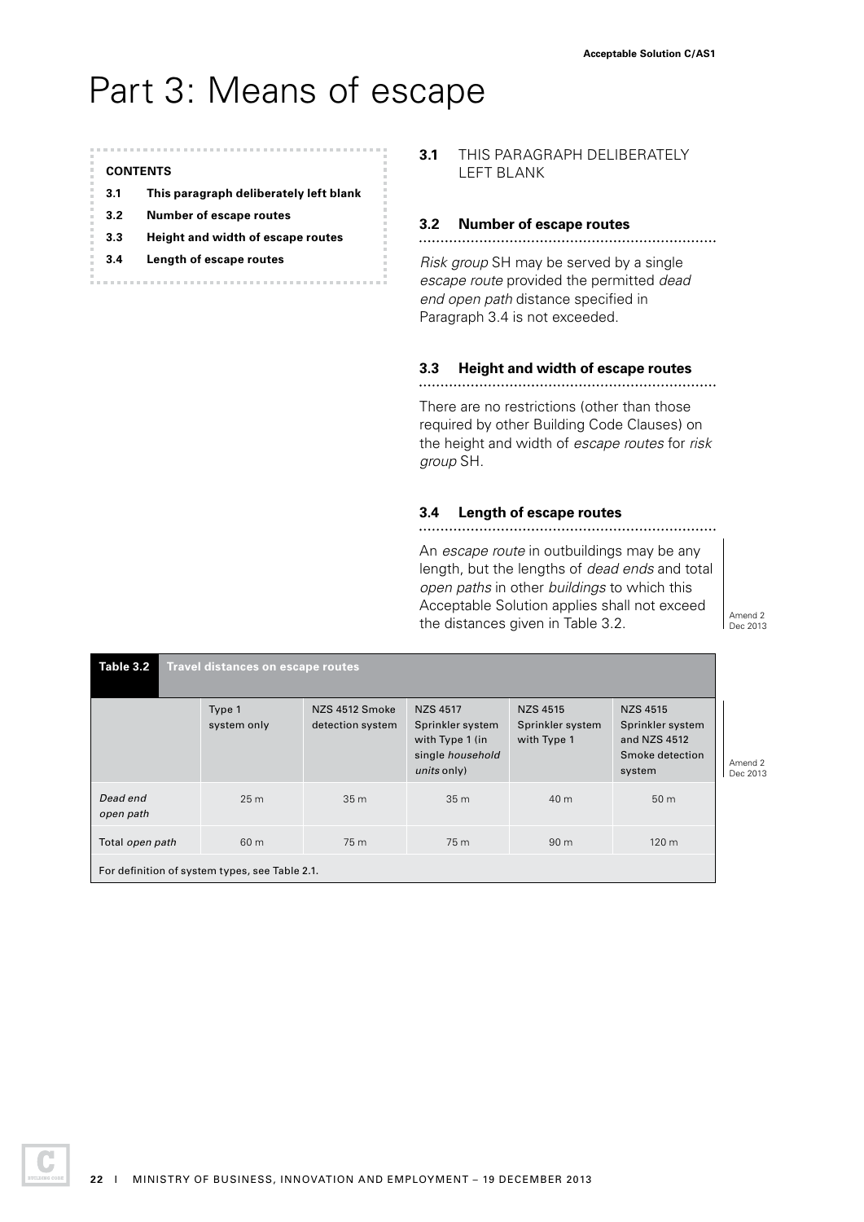# Part 3: Means of escape

**CONTENTS**

- **3.1 This paragraph deliberately left blank**
- **3.2 Number of escape routes**
- **3.3 Height and width of escape routes**
- **3.4 Length of escape routes**

**3.1** THIS PARAGRAPH DELIBERATELY LEFT BLANK

### 3.2 Number of escape routes

*Risk group* SH may be served by a single *escape route* provided the permitted *dead end open path* distance specified in Paragraph 3.4 is not exceeded.

### 3.3 Height and width of escape routes

There are no restrictions (other than those required by other Building Code Clauses) on the height and width of *escape routes* for *risk group* SH.

### 3.4 Length of escape routes

An *escape route* in outbuildings may be any length, but the lengths of *dead ends* and total *open paths* in other *buildings* to which this Acceptable Solution applies shall not exceed the distances given in Table 3.2.

Amend 2 Dec 2013

**Table 3.2 Travel distances on escape routes**

| | Type 1 system only | NZS 4512 Smoke detection system | NZS 4517 Sprinkler system with Type 1 (in single *household units* only) | NZS 4515 Sprinkler system with Type 1 | NZS 4515 Sprinkler system and NZS 4512 Smoke detection system |
|---|---|---|---|---|---|
| *Dead end open path* | 25 m | 35 m | 35 m | 40 m | 50 m |
| Total *open path* | 60 m | 75 m | 75 m | 90 m | 120 m |

For definition of system types, see Table 2.1.

Amend 2 Dec 2013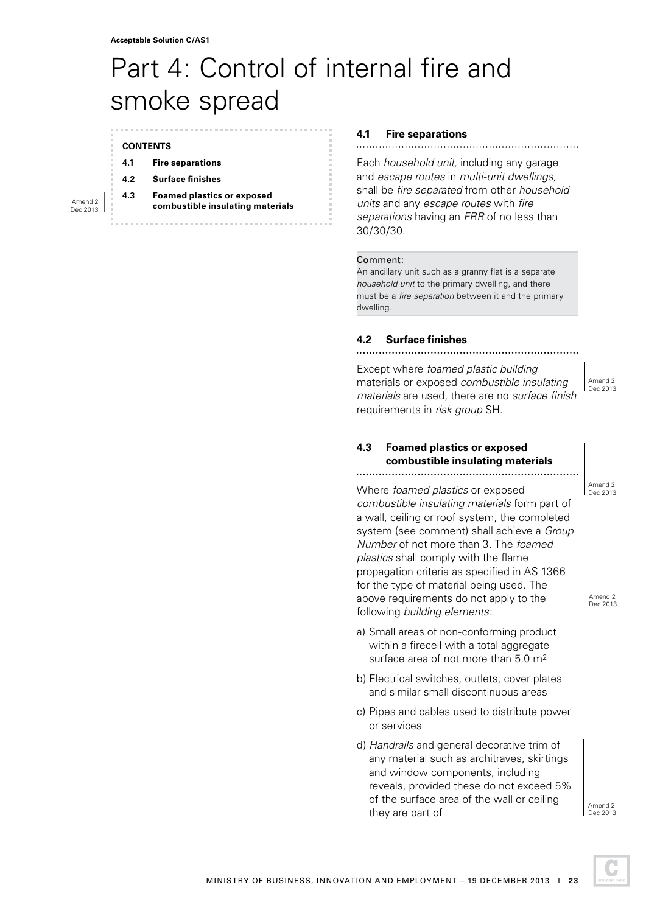# Part 4: Control of internal fire and smoke spread

**CONTENTS**

**4.1 Fire separations**

**4.2 Surface finishes**

**4.3 Foamed plastics or exposed combustible insulating materials**

Amend 2 Dec 2013

## 4.1 Fire separations

Each *household unit*, including any garage and *escape routes* in *multi-unit dwellings*, shall be *fire separated* from other *household units* and any *escape routes* with *fire separations* having an *FRR* of no less than 30/30/30.

Comment:

An ancillary unit such as a granny flat is a separate *household unit* to the primary dwelling, and there must be a *fire separation* between it and the primary dwelling.

## 4.2 Surface finishes

Except where *foamed plastic building* materials or exposed *combustible insulating materials* are used, there are no *surface finish* requirements in *risk group* SH.

Amend 2 Dec 2013

## 4.3 Foamed plastics or exposed combustible insulating materials

Amend 2 Dec 2013

Where *foamed plastics* or exposed *combustible insulating materials* form part of a wall, ceiling or roof system, the completed system (see comment) shall achieve a *Group Number* of not more than 3. The *foamed plastics* shall comply with the flame propagation criteria as specified in AS 1366 for the type of material being used. The above requirements do not apply to the following *building elements*:

Amend 2 Dec 2013

a) Small areas of non-conforming product within a firecell with a total aggregate surface area of not more than 5.0 m²

b) Electrical switches, outlets, cover plates and similar small discontinuous areas

c) Pipes and cables used to distribute power or services

d) *Handrails* and general decorative trim of any material such as architraves, skirtings and window components, including reveals, provided these do not exceed 5% of the surface area of the wall or ceiling they are part of

Amend 2 Dec 2013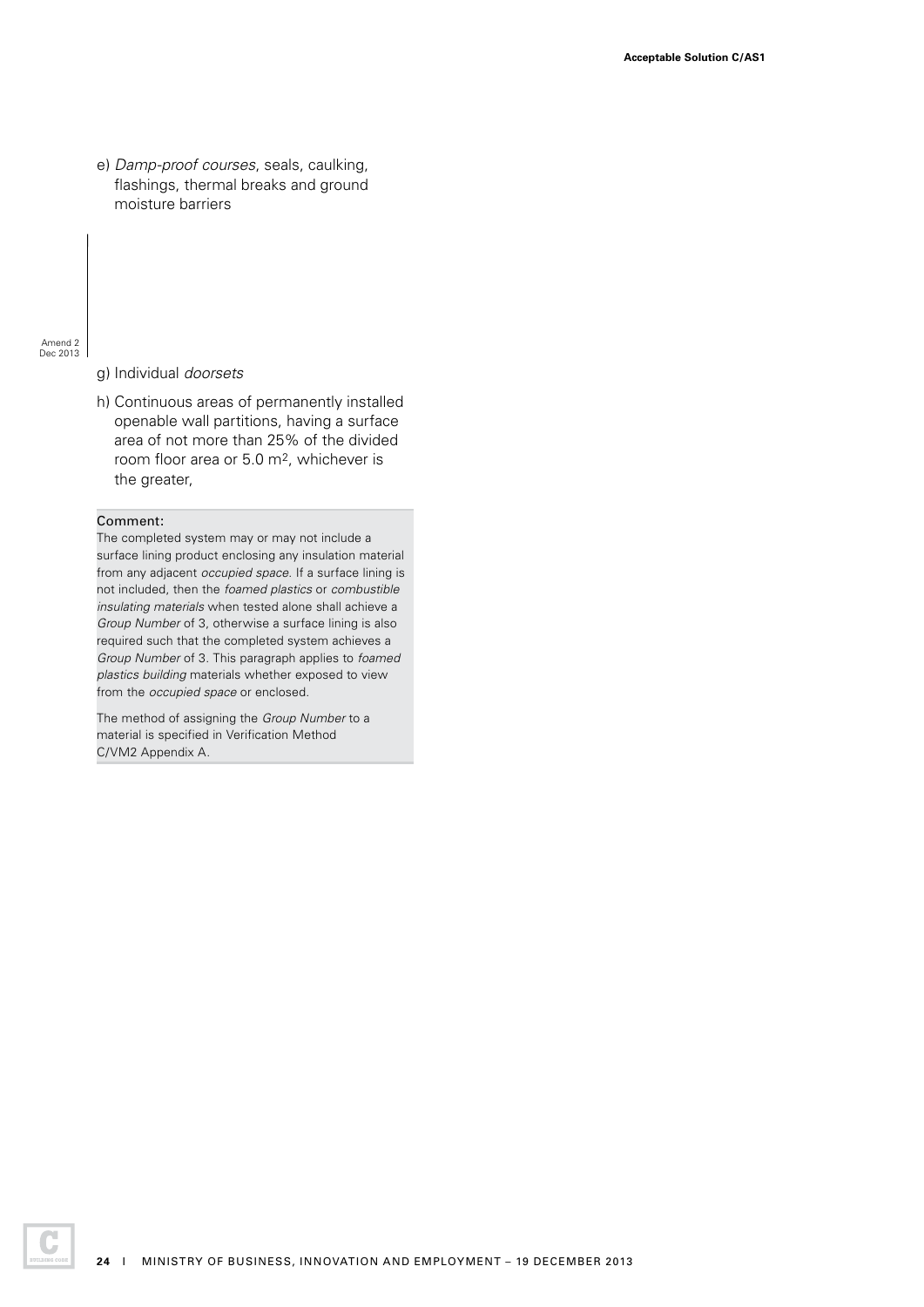e) *Damp-proof courses*, seals, caulking, flashings, thermal breaks and ground moisture barriers

Amend 2 Dec 2013

g) Individual *doorsets*

h) Continuous areas of permanently installed openable wall partitions, having a surface area of not more than 25% of the divided room floor area or 5.0 $m^2$, whichever is the greater,

**Comment:**

The completed system may or may not include a surface lining product enclosing any insulation material from any adjacent *occupied space*. If a surface lining is not included, then the *foamed plastics* or *combustible insulating materials* when tested alone shall achieve a *Group Number* of 3, otherwise a surface lining is also required such that the completed system achieves a *Group Number* of 3. This paragraph applies to *foamed plastics building* materials whether exposed to view from the *occupied space* or enclosed.

The method of assigning the *Group Number* to a material is specified in Verification Method C/VM2 Appendix A.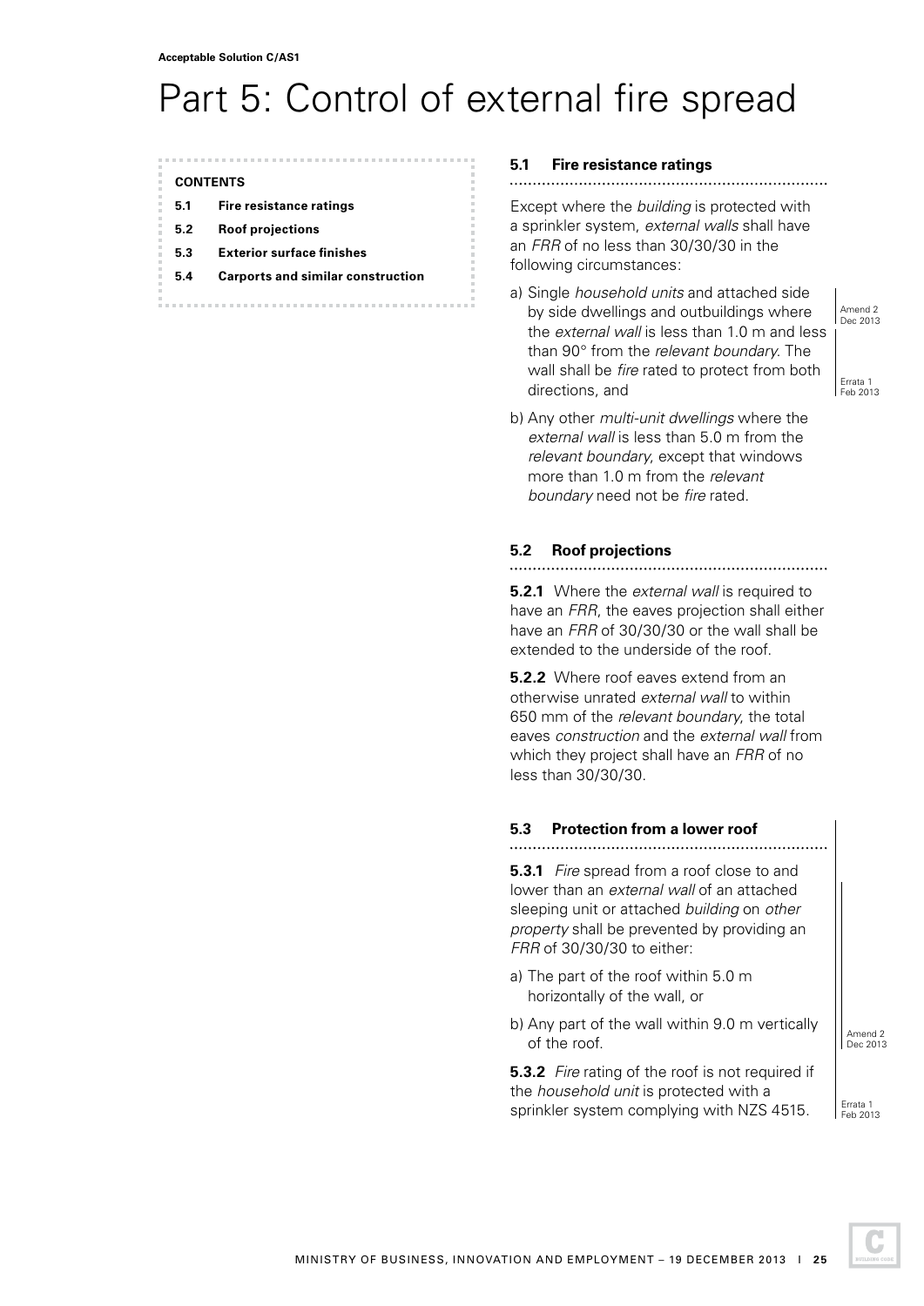# Part 5: Control of external fire spread

**CONTENTS**

- **5.1 Fire resistance ratings**
- **5.2 Roof projections**
- **5.3 Exterior surface finishes**
- **5.4 Carports and similar construction**

## 5.1 Fire resistance ratings

Except where the *building* is protected with a sprinkler system, *external walls* shall have an *FRR* of no less than 30/30/30 in the following circumstances:

a) Single *household units* and attached side by side dwellings and outbuildings where the *external wall* is less than 1.0 m and less than 90° from the *relevant boundary*. The wall shall be *fire* rated to protect from both directions, and

b) Any other *multi-unit dwellings* where the *external wall* is less than 5.0 m from the *relevant boundary*, except that windows more than 1.0 m from the *relevant boundary* need not be *fire* rated.

Amend 2 Dec 2013

Errata 1 Feb 2013

## 5.2 Roof projections

**5.2.1** Where the *external wall* is required to have an *FRR*, the eaves projection shall either have an *FRR* of 30/30/30 or the wall shall be extended to the underside of the roof.

**5.2.2** Where roof eaves extend from an otherwise unrated *external wall* to within 650 mm of the *relevant boundary*, the total eaves *construction* and the *external wall* from which they project shall have an *FRR* of no less than 30/30/30.

## 5.3 Protection from a lower roof

**5.3.1** *Fire* spread from a roof close to and lower than an *external wall* of an attached sleeping unit or attached *building* on *other property* shall be prevented by providing an *FRR* of 30/30/30 to either:

a) The part of the roof within 5.0 m horizontally of the wall, or

b) Any part of the wall within 9.0 m vertically of the roof.

**5.3.2** *Fire* rating of the roof is not required if the *household unit* is protected with a sprinkler system complying with NZS 4515.

Amend 2 Dec 2013

Errata 1 Feb 2013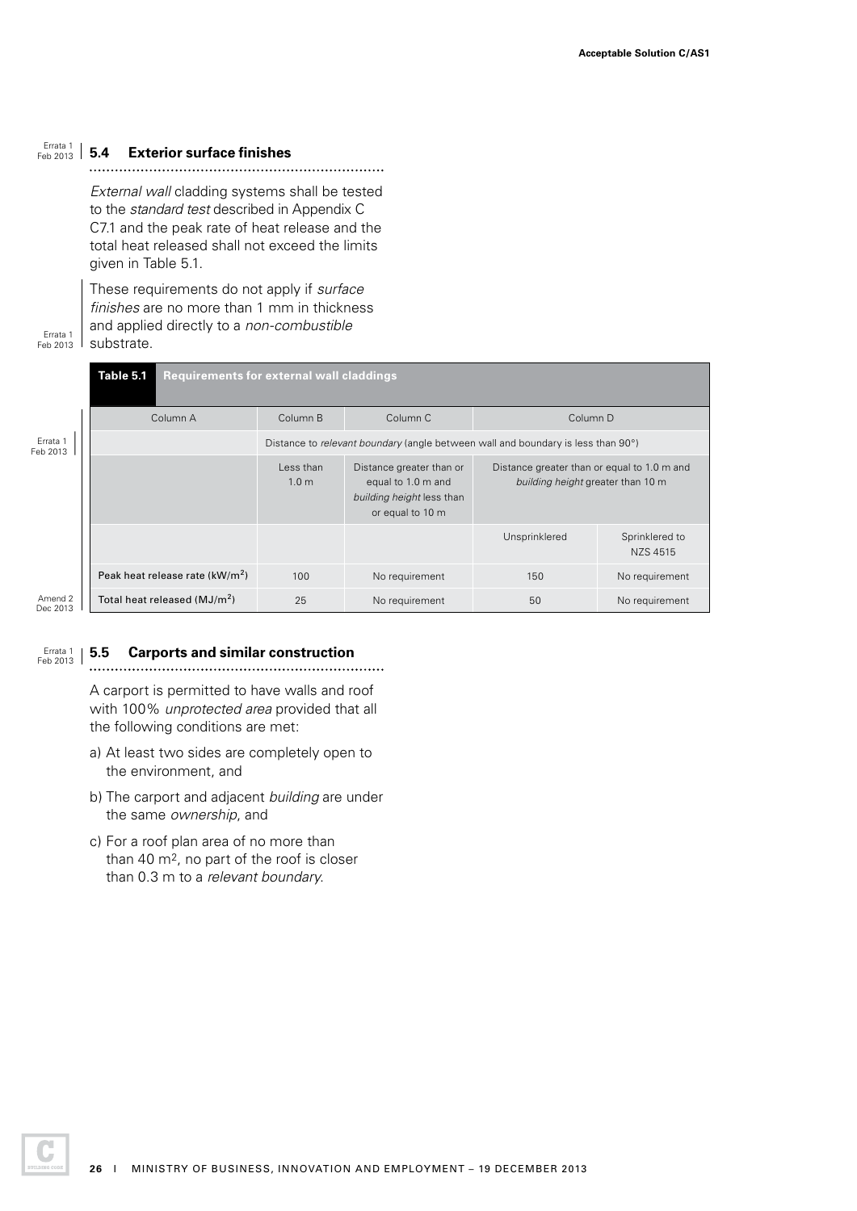### 5.4 Exterior surface finishes

*External wall* cladding systems shall be tested to the *standard test* described in Appendix C C7.1 and the peak rate of heat release and the total heat released shall not exceed the limits given in Table 5.1.

These requirements do not apply if *surface finishes* are no more than 1 mm in thickness and applied directly to a *non-combustible* substrate.

**Table 5.1 Requirements for external wall claddings**

| Column A | Column B | Column C | Column D | |
|---|---|---|---|---|
| | Distance to *relevant boundary* (angle between wall and boundary is less than 90°) | | | |
| | Less than 1.0 m | Distance greater than or equal to 1.0 m and *building height* less than or equal to 10 m | Distance greater than or equal to 1.0 m and *building height* greater than 10 m | |
| | | | Unsprinklered | Sprinklered to NZS 4515 |
| Peak heat release rate (kW/m$^2$) | 100 | No requirement | 150 | No requirement |
| Total heat released (MJ/m$^2$) | 25 | No requirement | 50 | No requirement |

### 5.5 Carports and similar construction

A carport is permitted to have walls and roof with 100% *unprotected area* provided that all the following conditions are met:

a) At least two sides are completely open to the environment, and

b) The carport and adjacent *building* are under the same *ownership*, and

c) For a roof plan area of no more than than 40 m$^2$, no part of the roof is closer than 0.3 m to a *relevant boundary*.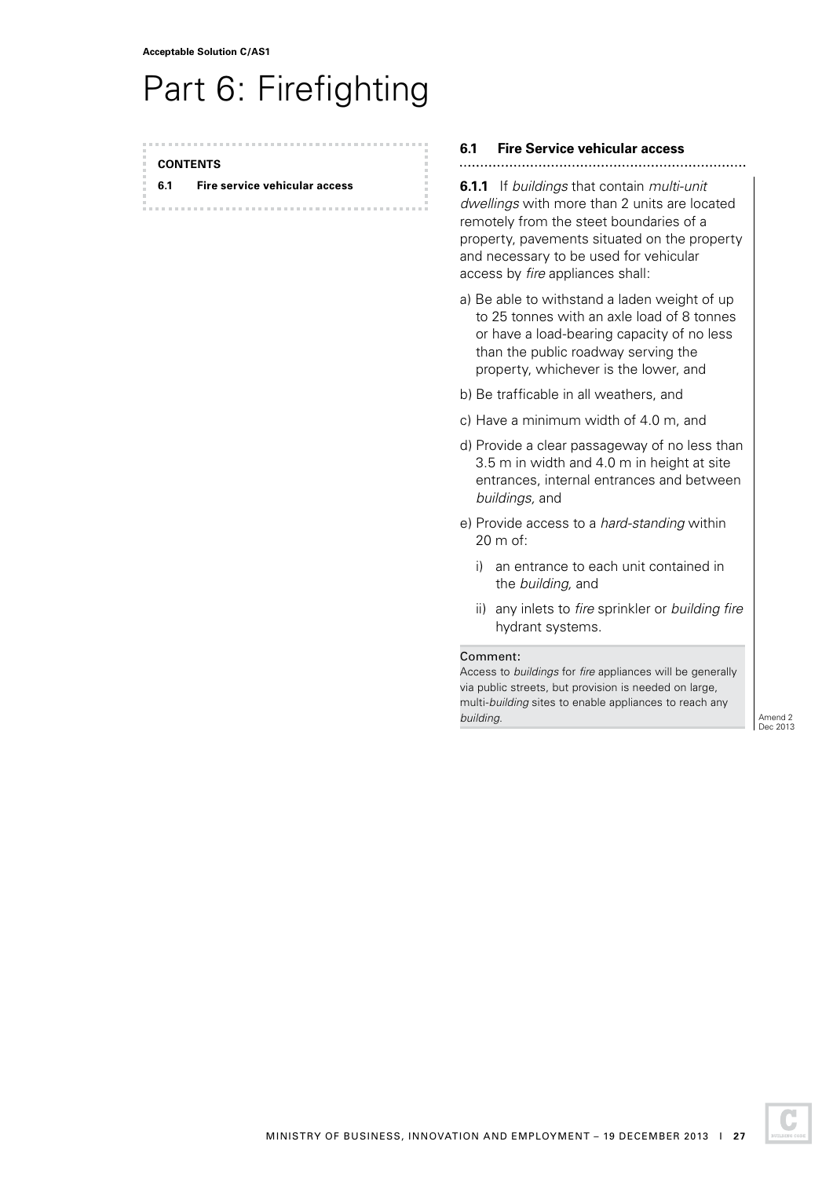# Part 6: Firefighting

**CONTENTS**

**6.1 Fire service vehicular access**

## 6.1 Fire Service vehicular access

**6.1.1** If *buildings* that contain *multi-unit dwellings* with more than 2 units are located remotely from the steet boundaries of a property, pavements situated on the property and necessary to be used for vehicular access by *fire* appliances shall:

a) Be able to withstand a laden weight of up to 25 tonnes with an axle load of 8 tonnes or have a load-bearing capacity of no less than the public roadway serving the property, whichever is the lower, and

b) Be trafficable in all weathers, and

c) Have a minimum width of 4.0 m, and

d) Provide a clear passageway of no less than 3.5 m in width and 4.0 m in height at site entrances, internal entrances and between *buildings,* and

e) Provide access to a *hard-standing* within 20 m of:

   i) an entrance to each unit contained in the *building,* and

   ii) any inlets to *fire* sprinkler or *building fire* hydrant systems.

Comment:
Access to *buildings* for *fire* appliances will be generally via public streets, but provision is needed on large, multi-*building* sites to enable appliances to reach any *building.*

Amend 2 Dec 2013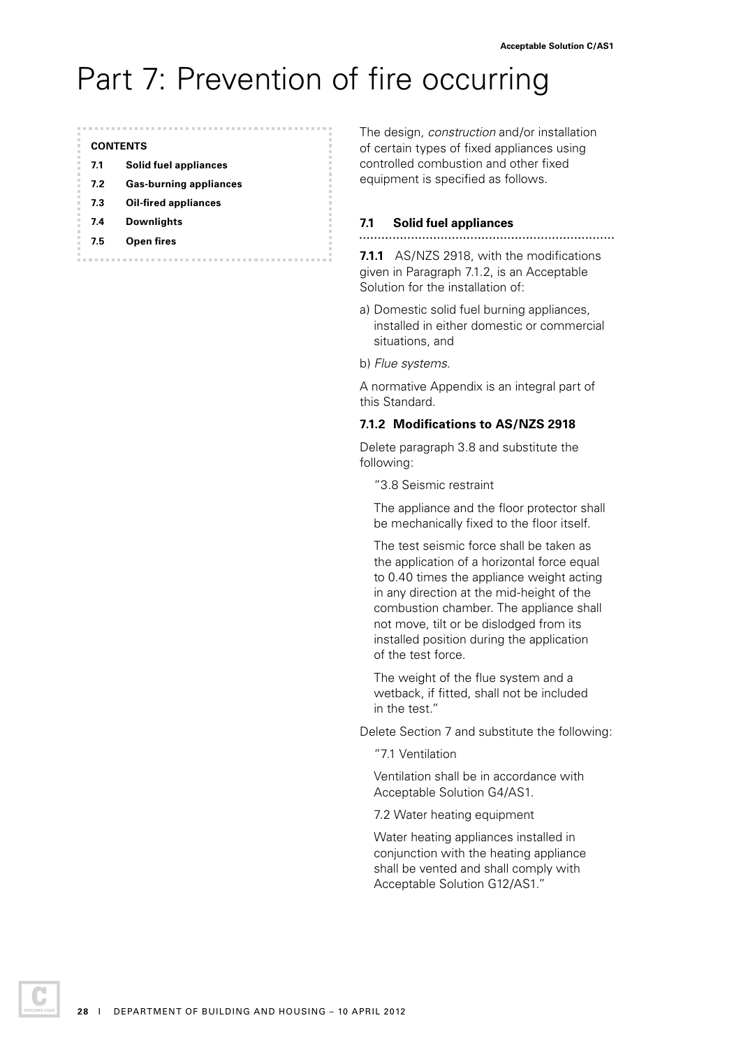# Part 7: Prevention of fire occurring

**CONTENTS**

- **7.1 Solid fuel appliances**
- **7.2 Gas-burning appliances**
- **7.3 Oil-fired appliances**
- **7.4 Downlights**
- **7.5 Open fires**

The design, *construction* and/or installation of certain types of fixed appliances using controlled combustion and other fixed equipment is specified as follows.

## 7.1 Solid fuel appliances

**7.1.1** AS/NZS 2918, with the modifications given in Paragraph 7.1.2, is an Acceptable Solution for the installation of:

a) Domestic solid fuel burning appliances, installed in either domestic or commercial situations, and

b) *Flue systems*.

A normative Appendix is an integral part of this Standard.

### 7.1.2 Modifications to AS/NZS 2918

Delete paragraph 3.8 and substitute the following:

> "3.8 Seismic restraint
>
> The appliance and the floor protector shall be mechanically fixed to the floor itself.
>
> The test seismic force shall be taken as the application of a horizontal force equal to 0.40 times the appliance weight acting in any direction at the mid-height of the combustion chamber. The appliance shall not move, tilt or be dislodged from its installed position during the application of the test force.
>
> The weight of the flue system and a wetback, if fitted, shall not be included in the test."

Delete Section 7 and substitute the following:

> "7.1 Ventilation
>
> Ventilation shall be in accordance with Acceptable Solution G4/AS1.
>
> 7.2 Water heating equipment
>
> Water heating appliances installed in conjunction with the heating appliance shall be vented and shall comply with Acceptable Solution G12/AS1."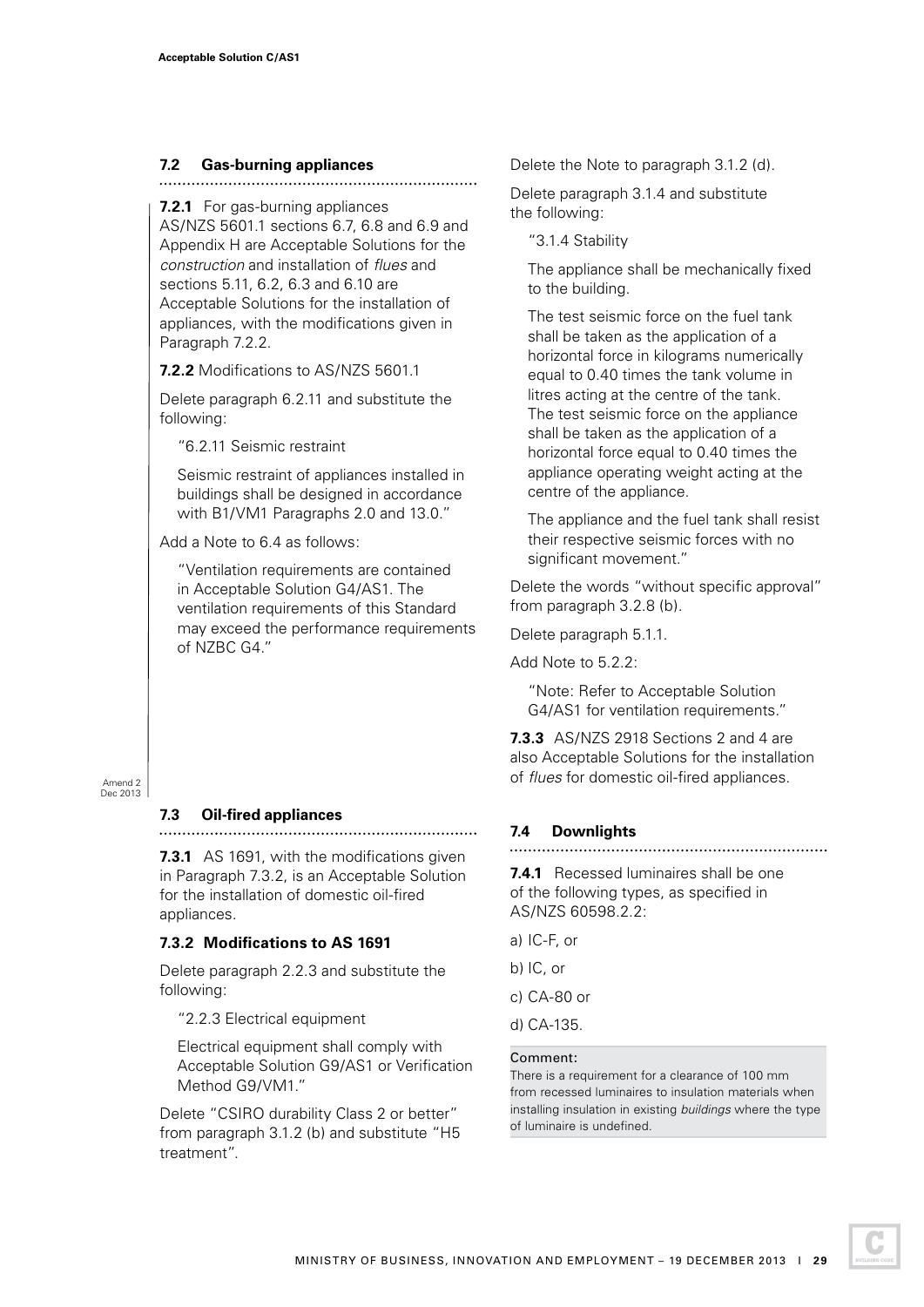### 7.2 Gas-burning appliances

**7.2.1** For gas-burning appliances AS/NZS 5601.1 sections 6.7, 6.8 and 6.9 and Appendix H are Acceptable Solutions for the *construction* and installation of *flues* and sections 5.11, 6.2, 6.3 and 6.10 are Acceptable Solutions for the installation of appliances, with the modifications given in Paragraph 7.2.2.

**7.2.2** Modifications to AS/NZS 5601.1

Delete paragraph 6.2.11 and substitute the following:

> "6.2.11 Seismic restraint
>
> Seismic restraint of appliances installed in buildings shall be designed in accordance with B1/VM1 Paragraphs 2.0 and 13.0."

Add a Note to 6.4 as follows:

> "Ventilation requirements are contained in Acceptable Solution G4/AS1. The ventilation requirements of this Standard may exceed the performance requirements of NZBC G4."

Amend 2 Dec 2013

### 7.3 Oil-fired appliances

**7.3.1** AS 1691, with the modifications given in Paragraph 7.3.2, is an Acceptable Solution for the installation of domestic oil-fired appliances.

#### 7.3.2 Modifications to AS 1691

Delete paragraph 2.2.3 and substitute the following:

> "2.2.3 Electrical equipment
>
> Electrical equipment shall comply with Acceptable Solution G9/AS1 or Verification Method G9/VM1."

Delete "CSIRO durability Class 2 or better" from paragraph 3.1.2 (b) and substitute "H5 treatment".

Delete the Note to paragraph 3.1.2 (d).

Delete paragraph 3.1.4 and substitute the following:

> "3.1.4 Stability
>
> The appliance shall be mechanically fixed to the building.
>
> The test seismic force on the fuel tank shall be taken as the application of a horizontal force in kilograms numerically equal to 0.40 times the tank volume in litres acting at the centre of the tank. The test seismic force on the appliance shall be taken as the application of a horizontal force equal to 0.40 times the appliance operating weight acting at the centre of the appliance.
>
> The appliance and the fuel tank shall resist their respective seismic forces with no significant movement."

Delete the words "without specific approval" from paragraph 3.2.8 (b).

Delete paragraph 5.1.1.

Add Note to 5.2.2:

> "Note: Refer to Acceptable Solution G4/AS1 for ventilation requirements."

**7.3.3** AS/NZS 2918 Sections 2 and 4 are also Acceptable Solutions for the installation of *flues* for domestic oil-fired appliances.

### 7.4 Downlights

**7.4.1** Recessed luminaires shall be one of the following types, as specified in AS/NZS 60598.2.2:

a) IC-F, or

b) IC, or

c) CA-80 or

d) CA-135.

> **Comment:**
> There is a requirement for a clearance of 100 mm from recessed luminaires to insulation materials when installing insulation in existing *buildings* where the type of luminaire is undefined.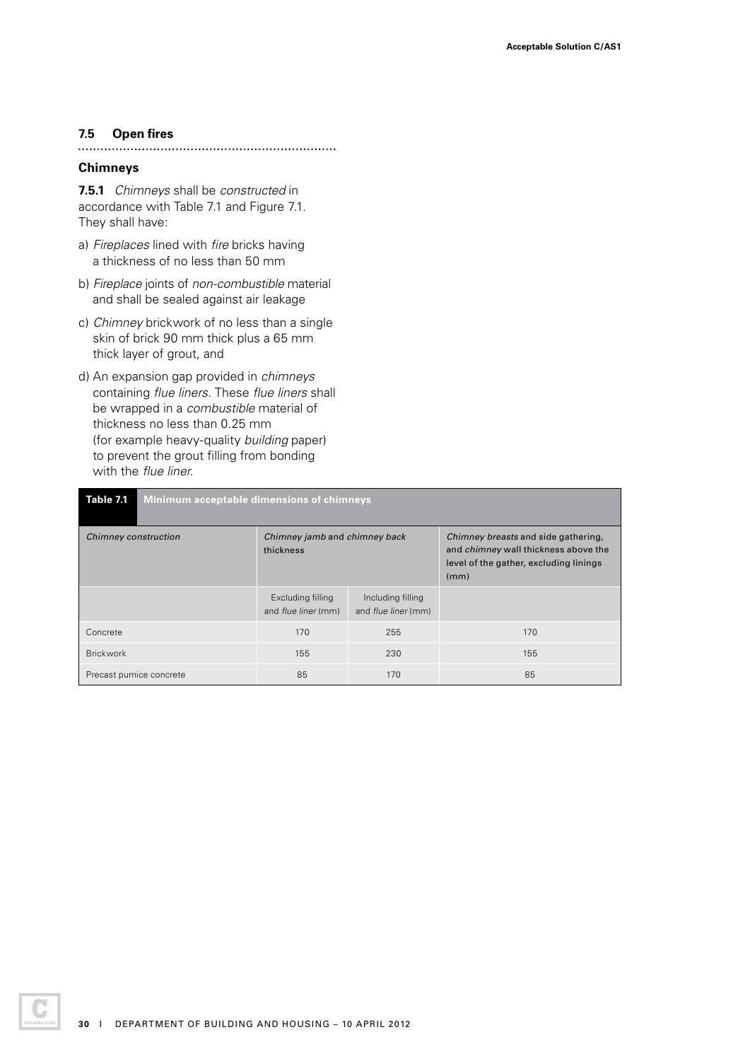### 7.5 Open fires

#### Chimneys

**7.5.1** *Chimneys* shall be *constructed* in accordance with Table 7.1 and Figure 7.1. They shall have:

a) *Fireplaces* lined with *fire* bricks having a thickness of no less than 50 mm

b) *Fireplace* joints of *non-combustible* material and shall be sealed against air leakage

c) *Chimney* brickwork of no less than a single skin of brick 90 mm thick plus a 65 mm thick layer of grout, and

d) An expansion gap provided in *chimneys* containing *flue liners*. These *flue liners* shall be wrapped in a *combustible* material of thickness no less than 0.25 mm (for example heavy-quality *building* paper) to prevent the grout filling from bonding with the *flue liner*.

**Table 7.1 Minimum acceptable dimensions of chimneys**

| *Chimney construction* | *Chimney jamb* and *chimney back* thickness | | *Chimney breasts* and side gathering, and *chimney* wall thickness above the level of the gather, excluding linings (mm) |
|---|---|---|---|
| | Excluding filling and *flue liner* (mm) | Including filling and *flue liner* (mm) | |
| Concrete | 170 | 255 | 170 |
| Brickwork | 155 | 230 | 155 |
| Precast pumice concrete | 85 | 170 | 85 |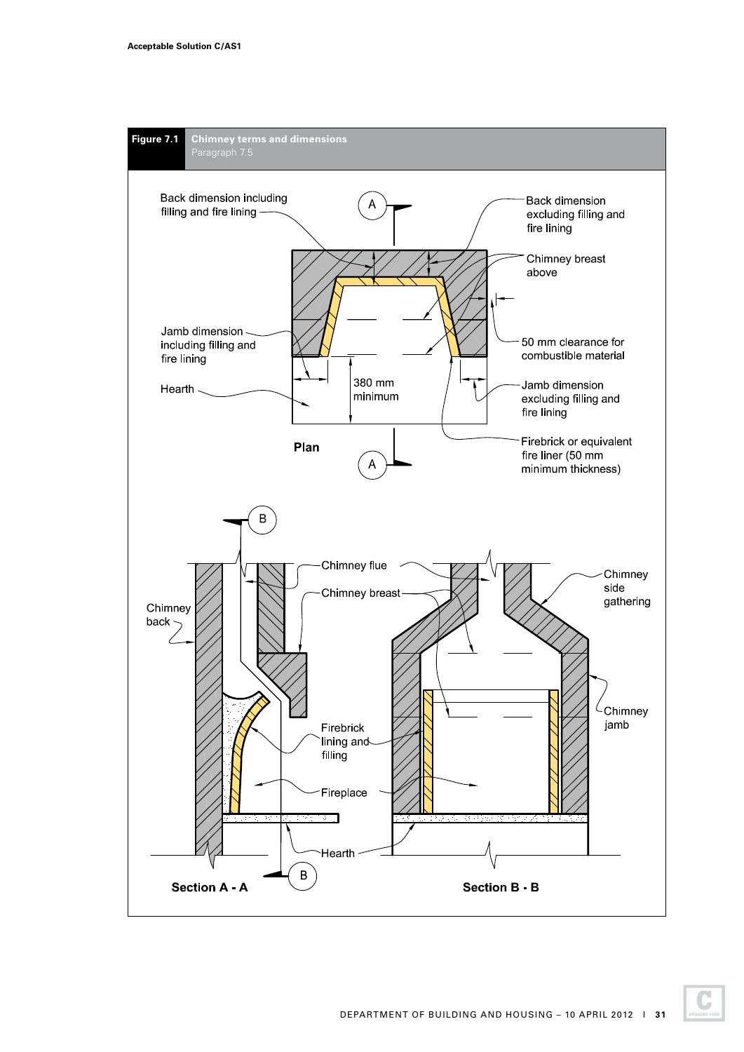**Figure 7.1 Chimney terms and dimensions**
Paragraph 7.5

Back dimension including filling and fire lining

Back dimension excluding filling and fire lining

Chimney breast above

50 mm clearance for combustible material

Jamb dimension including filling and fire lining

380 mm minimum

Hearth

Jamb dimension excluding filling and fire lining

Firebrick or equivalent fire liner (50 mm minimum thickness)

Plan

Chimney back

Chimney flue

Chimney breast

Chimney side gathering

Chimney jamb

Firebrick lining and filling

Fireplace

Hearth

Section A - A

Section B - B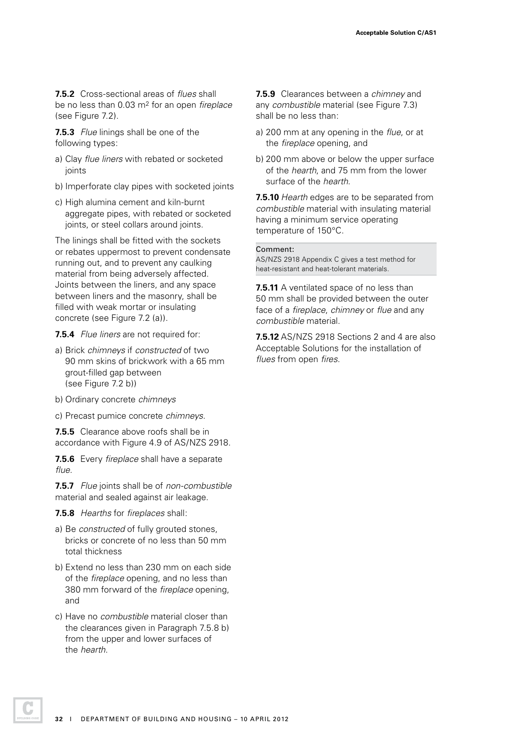**7.5.2** Cross-sectional areas of *flues* shall be no less than 0.03 $m^2$ for an open *fireplace* (see Figure 7.2).

**7.5.3** *Flue* linings shall be one of the following types:

a) Clay *flue liners* with rebated or socketed joints

b) Imperforate clay pipes with socketed joints

c) High alumina cement and kiln-burnt aggregate pipes, with rebated or socketed joints, or steel collars around joints.

The linings shall be fitted with the sockets or rebates uppermost to prevent condensate running out, and to prevent any caulking material from being adversely affected. Joints between the liners, and any space between liners and the masonry, shall be filled with weak mortar or insulating concrete (see Figure 7.2 (a)).

**7.5.4** *Flue liners* are not required for:

a) Brick *chimneys* if *constructed* of two 90 mm skins of brickwork with a 65 mm grout-filled gap between (see Figure 7.2 b))

b) Ordinary concrete *chimneys*

c) Precast pumice concrete *chimneys*.

**7.5.5** Clearance above roofs shall be in accordance with Figure 4.9 of AS/NZS 2918.

**7.5.6** Every *fireplace* shall have a separate *flue*.

**7.5.7** *Flue* joints shall be of *non-combustible* material and sealed against air leakage.

**7.5.8** *Hearths* for *fireplaces* shall:

a) Be *constructed* of fully grouted stones, bricks or concrete of no less than 50 mm total thickness

b) Extend no less than 230 mm on each side of the *fireplace* opening, and no less than 380 mm forward of the *fireplace* opening, and

c) Have no *combustible* material closer than the clearances given in Paragraph 7.5.8 b) from the upper and lower surfaces of the *hearth*.

**7.5.9** Clearances between a *chimney* and any *combustible* material (see Figure 7.3) shall be no less than:

a) 200 mm at any opening in the *flue*, or at the *fireplace* opening, and

b) 200 mm above or below the upper surface of the *hearth*, and 75 mm from the lower surface of the *hearth*.

**7.5.10** *Hearth* edges are to be separated from *combustible* material with insulating material having a minimum service operating temperature of 150°C.

Comment:
AS/NZS 2918 Appendix C gives a test method for heat-resistant and heat-tolerant materials.

**7.5.11** A ventilated space of no less than 50 mm shall be provided between the outer face of a *fireplace*, *chimney* or *flue* and any *combustible* material.

**7.5.12** AS/NZS 2918 Sections 2 and 4 are also Acceptable Solutions for the installation of *flues* from open *fires*.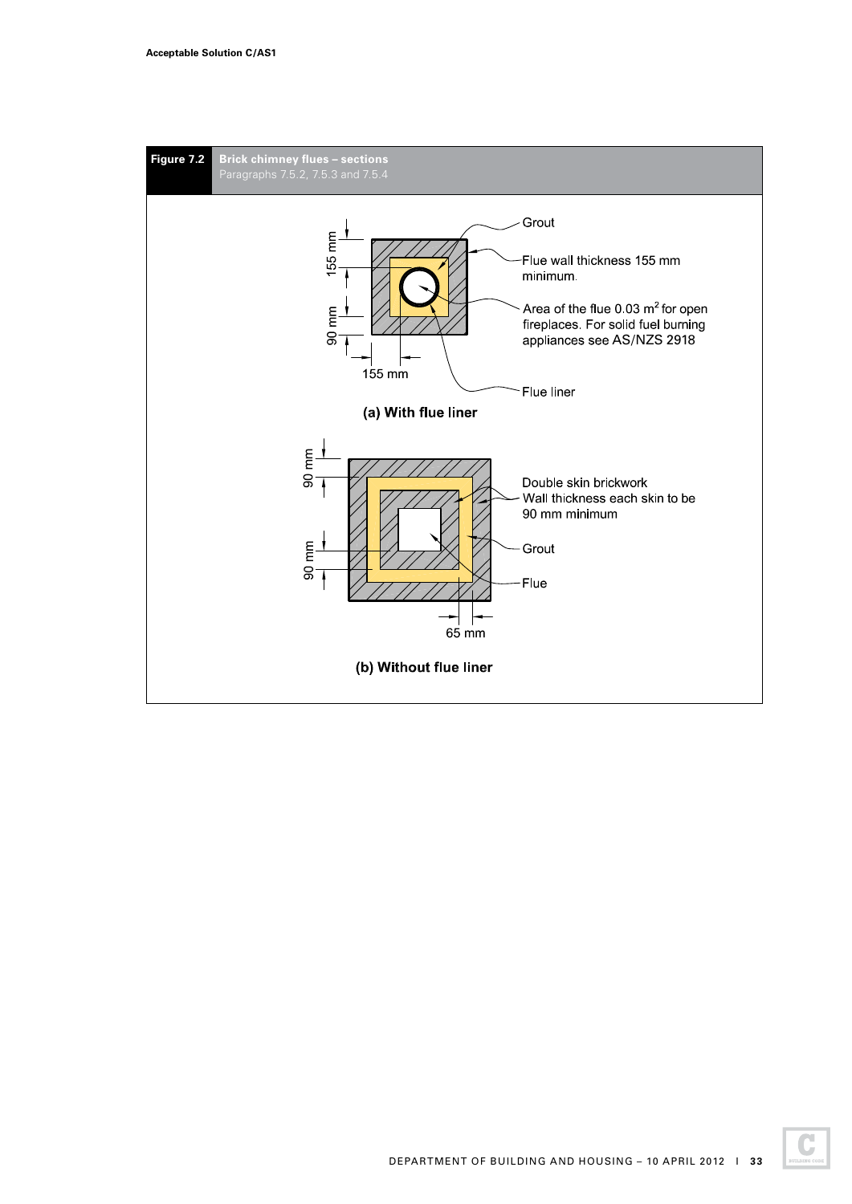**Figure 7.2** **Brick chimney flues – sections**
Paragraphs 7.5.2, 7.5.3 and 7.5.4

155 mm

90 mm

155 mm

Grout

Flue wall thickness 155 mm minimum.

Area of the flue 0.03 $m^2$ for open fireplaces. For solid fuel burning appliances see AS/NZS 2918

Flue liner

**(a) With flue liner**

90 mm

90 mm

65 mm

Double skin brickwork
Wall thickness each skin to be 90 mm minimum

Grout

Flue

**(b) Without flue liner**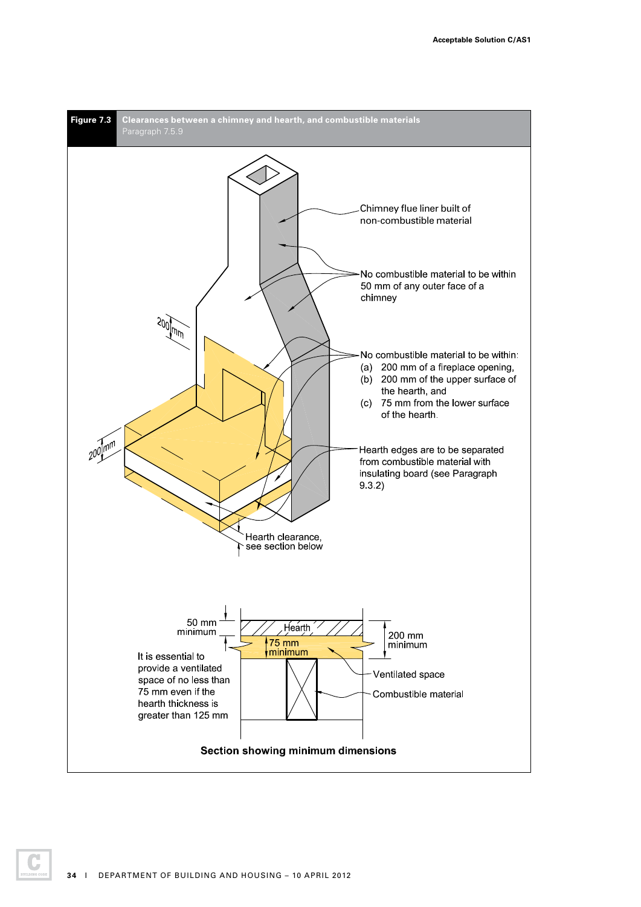**Figure 7.3** Clearances between a chimney and hearth, and combustible materials

Paragraph 7.5.9

Chimney flue liner built of non-combustible material

No combustible material to be within 50 mm of any outer face of a chimney

No combustible material to be within:

(a) 200 mm of a fireplace opening,

(b) 200 mm of the upper surface of the hearth, and

(c) 75 mm from the lower surface of the hearth.

Hearth edges are to be separated from combustible material with insulating board (see Paragraph 9.3.2)

200 mm

200 mm

Hearth clearance, see section below

50 mm minimum

Hearth

75 mm minimum

200 mm minimum

Ventilated space

Combustible material

It is essential to provide a ventilated space of no less than 75 mm even if the hearth thickness is greater than 125 mm

**Section showing minimum dimensions**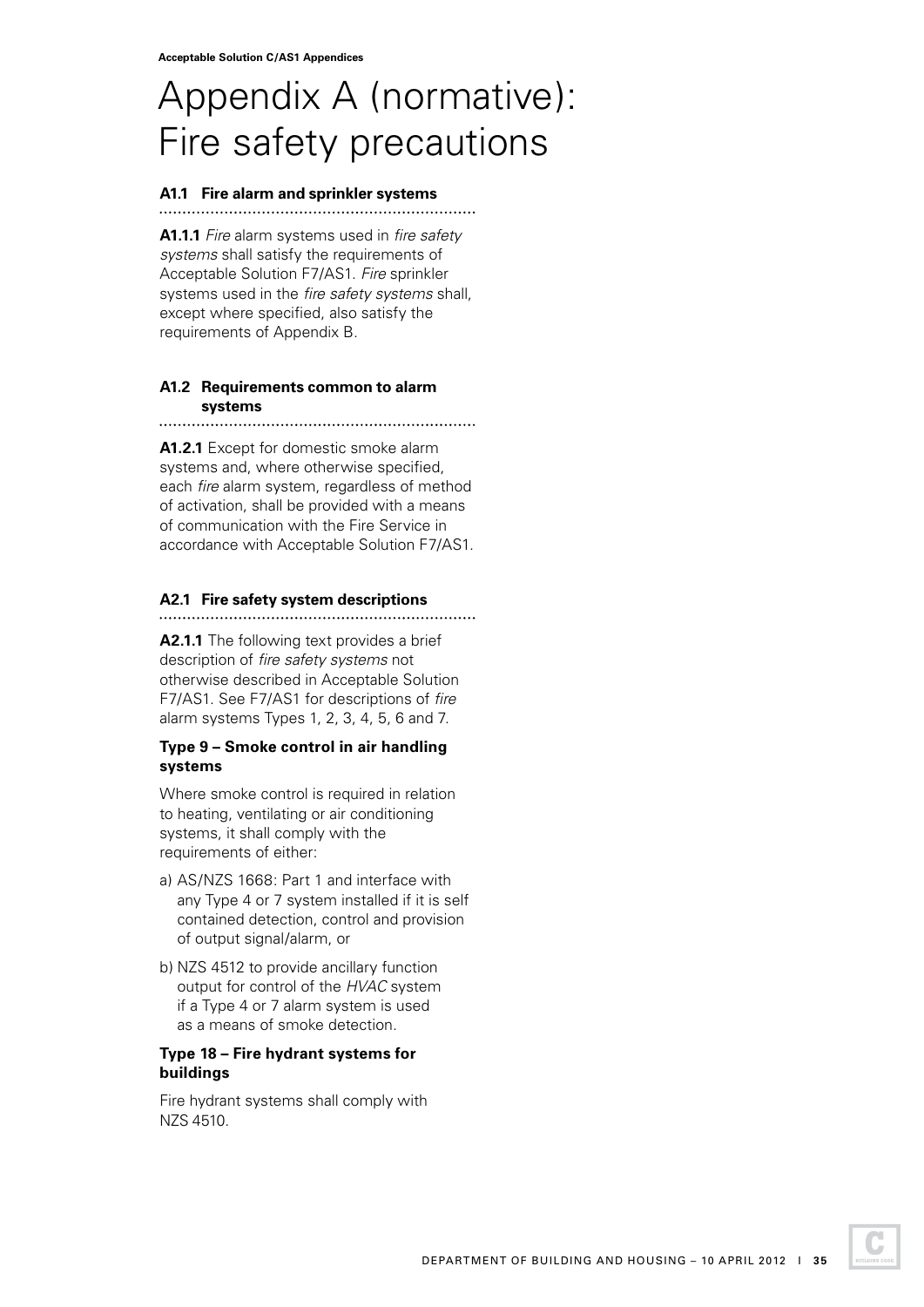# Appendix A (normative): Fire safety precautions

## A1.1 Fire alarm and sprinkler systems

**A1.1.1** *Fire* alarm systems used in *fire safety systems* shall satisfy the requirements of Acceptable Solution F7/AS1. *Fire* sprinkler systems used in the *fire safety systems* shall, except where specified, also satisfy the requirements of Appendix B.

## A1.2 Requirements common to alarm systems

**A1.2.1** Except for domestic smoke alarm systems and, where otherwise specified, each *fire* alarm system, regardless of method of activation, shall be provided with a means of communication with the Fire Service in accordance with Acceptable Solution F7/AS1.

## A2.1 Fire safety system descriptions

**A2.1.1** The following text provides a brief description of *fire safety systems* not otherwise described in Acceptable Solution F7/AS1. See F7/AS1 for descriptions of *fire* alarm systems Types 1, 2, 3, 4, 5, 6 and 7.

### Type 9 – Smoke control in air handling systems

Where smoke control is required in relation to heating, ventilating or air conditioning systems, it shall comply with the requirements of either:

a) AS/NZS 1668: Part 1 and interface with any Type 4 or 7 system installed if it is self contained detection, control and provision of output signal/alarm, or

b) NZS 4512 to provide ancillary function output for control of the *HVAC* system if a Type 4 or 7 alarm system is used as a means of smoke detection.

### Type 18 – Fire hydrant systems for buildings

Fire hydrant systems shall comply with NZS 4510.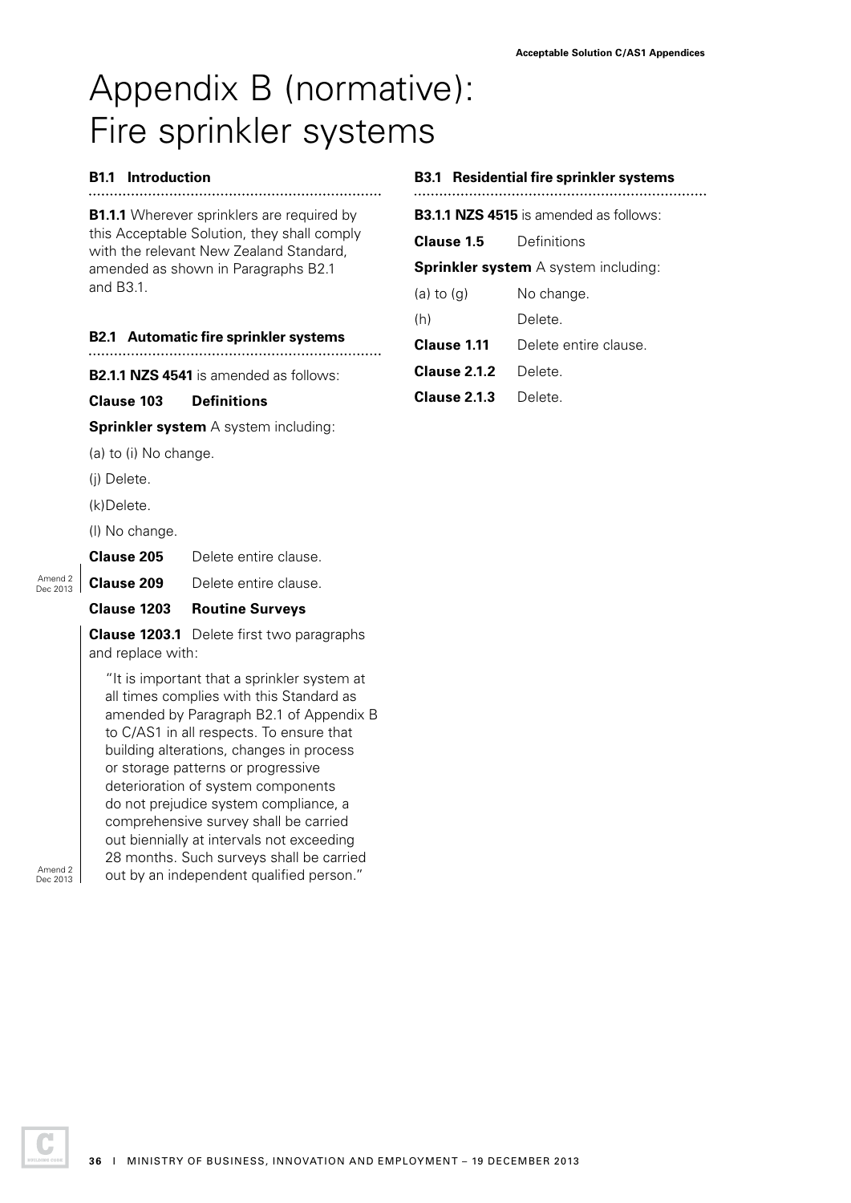# Appendix B (normative): Fire sprinkler systems

### B1.1 Introduction

**B1.1.1** Wherever sprinklers are required by this Acceptable Solution, they shall comply with the relevant New Zealand Standard, amended as shown in Paragraphs B2.1 and B3.1.

### B2.1 Automatic fire sprinkler systems

**B2.1.1 NZS 4541** is amended as follows:

**Clause 103 Definitions**

**Sprinkler system** A system including:

(a) to (i) No change.

(j) Delete.

(k) Delete.

(l) No change.

**Clause 205** Delete entire clause.

Amend 2 Dec 2013

**Clause 209** Delete entire clause.

**Clause 1203 Routine Surveys**

**Clause 1203.1** Delete first two paragraphs and replace with:

"It is important that a sprinkler system at all times complies with this Standard as amended by Paragraph B2.1 of Appendix B to C/AS1 in all respects. To ensure that building alterations, changes in process or storage patterns or progressive deterioration of system components do not prejudice system compliance, a comprehensive survey shall be carried out biennially at intervals not exceeding 28 months. Such surveys shall be carried out by an independent qualified person."

Amend 2 Dec 2013

### B3.1 Residential fire sprinkler systems

**B3.1.1 NZS 4515** is amended as follows:

**Clause 1.5** Definitions

**Sprinkler system** A system including:

(a) to (g) No change.

(h) Delete.

**Clause 1.11** Delete entire clause.

**Clause 2.1.2** Delete.

**Clause 2.1.3** Delete.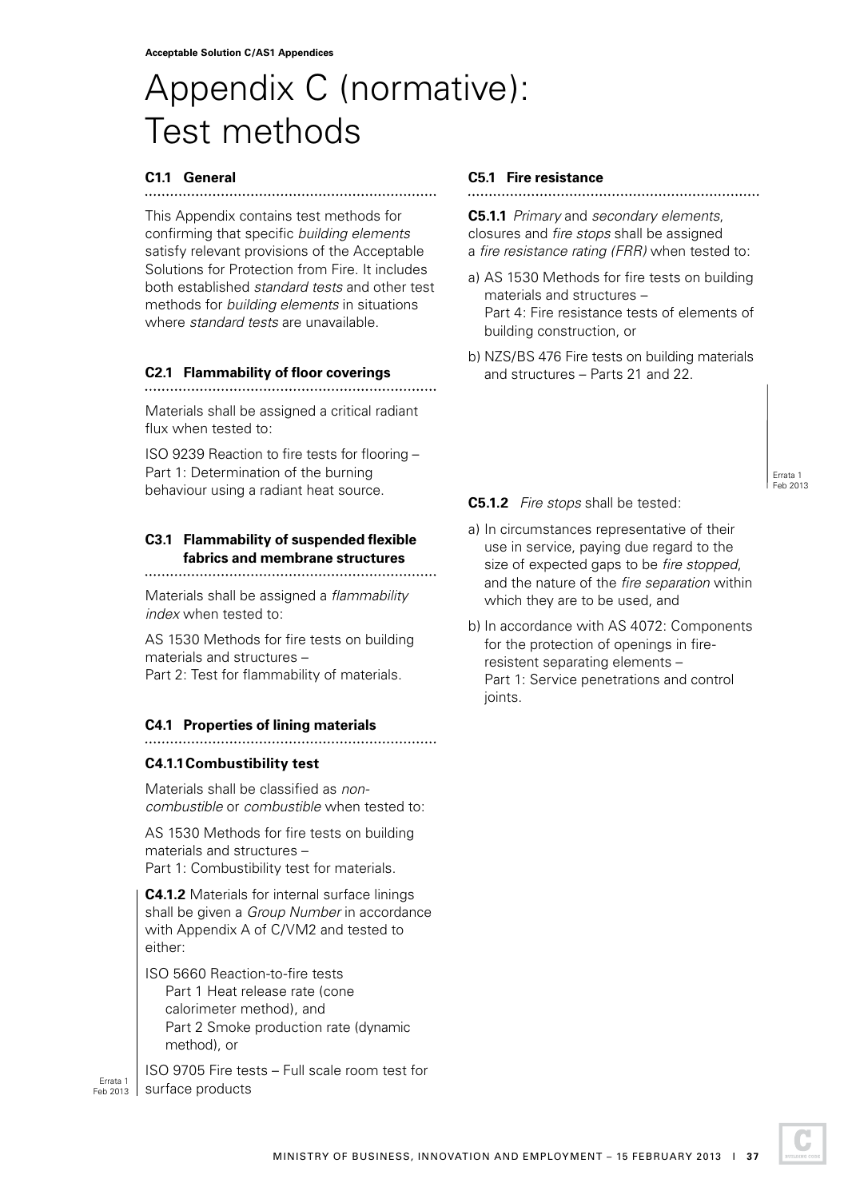# Appendix C (normative): Test methods

## C1.1 General

This Appendix contains test methods for confirming that specific *building elements* satisfy relevant provisions of the Acceptable Solutions for Protection from Fire. It includes both established *standard tests* and other test methods for *building elements* in situations where *standard tests* are unavailable.

## C2.1 Flammability of floor coverings

Materials shall be assigned a critical radiant flux when tested to:

ISO 9239 Reaction to fire tests for flooring – Part 1: Determination of the burning behaviour using a radiant heat source.

## C3.1 Flammability of suspended flexible fabrics and membrane structures

Materials shall be assigned a *flammability index* when tested to:

AS 1530 Methods for fire tests on building materials and structures –
Part 2: Test for flammability of materials.

## C4.1 Properties of lining materials

### C4.1.1 Combustibility test

Materials shall be classified as *non-combustible* or *combustible* when tested to:

AS 1530 Methods for fire tests on building materials and structures –
Part 1: Combustibility test for materials.

**C4.1.2** Materials for internal surface linings shall be given a *Group Number* in accordance with Appendix A of C/VM2 and tested to either:

ISO 5660 Reaction-to-fire tests
Part 1 Heat release rate (cone calorimeter method), and
Part 2 Smoke production rate (dynamic method), or

ISO 9705 Fire tests – Full scale room test for surface products

Errata 1 Feb 2013

## C5.1 Fire resistance

**C5.1.1** *Primary* and *secondary elements*, closures and *fire stops* shall be assigned a *fire resistance rating (FRR)* when tested to:

a) AS 1530 Methods for fire tests on building materials and structures –
Part 4: Fire resistance tests of elements of building construction, or

b) NZS/BS 476 Fire tests on building materials and structures – Parts 21 and 22.

Errata 1 Feb 2013

**C5.1.2** *Fire stops* shall be tested:

a) In circumstances representative of their use in service, paying due regard to the size of expected gaps to be *fire stopped*, and the nature of the *fire separation* within which they are to be used, and

b) In accordance with AS 4072: Components for the protection of openings in fire-resistent separating elements –
Part 1: Service penetrations and control joints.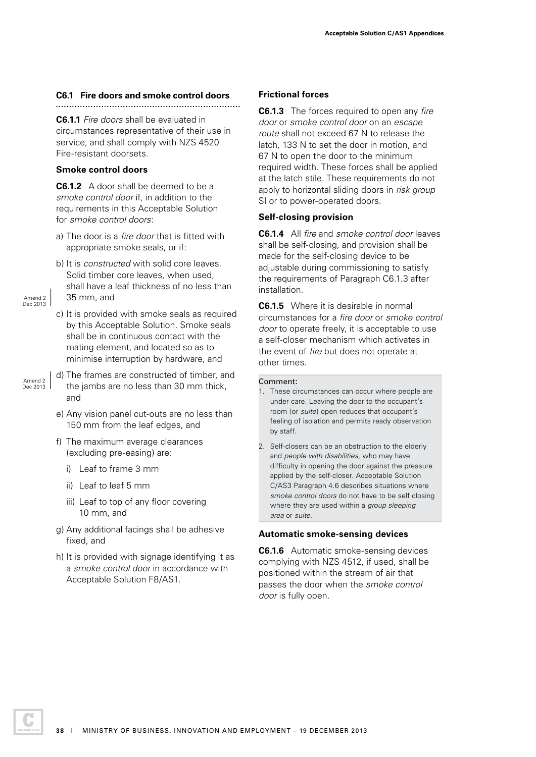## C6.1 Fire doors and smoke control doors

**C6.1.1** *Fire doors* shall be evaluated in circumstances representative of their use in service, and shall comply with NZS 4520 Fire-resistant doorsets.

### Smoke control doors

**C6.1.2** A door shall be deemed to be a *smoke control door* if, in addition to the requirements in this Acceptable Solution for *smoke control doors*:

a) The door is a *fire door* that is fitted with appropriate smoke seals, or if:

b) It is *constructed* with solid core leaves. Solid timber core leaves, when used, shall have a leaf thickness of no less than 35 mm, and

c) It is provided with smoke seals as required by this Acceptable Solution. Smoke seals shall be in continuous contact with the mating element, and located so as to minimise interruption by hardware, and

d) The frames are constructed of timber, and the jambs are no less than 30 mm thick, and

e) Any vision panel cut-outs are no less than 150 mm from the leaf edges, and

f) The maximum average clearances (excluding pre-easing) are:

   i) Leaf to frame 3 mm

   ii) Leaf to leaf 5 mm

   iii) Leaf to top of any floor covering 10 mm, and

g) Any additional facings shall be adhesive fixed, and

h) It is provided with signage identifying it as a *smoke control door* in accordance with Acceptable Solution F8/AS1.

### Frictional forces

**C6.1.3** The forces required to open any *fire door* or *smoke control door* on an *escape route* shall not exceed 67 N to release the latch, 133 N to set the door in motion, and 67 N to open the door to the minimum required width. These forces shall be applied at the latch stile. These requirements do not apply to horizontal sliding doors in *risk group* SI or to power-operated doors.

### Self-closing provision

**C6.1.4** All *fire* and *smoke control door* leaves shall be self-closing, and provision shall be made for the self-closing device to be adjustable during commissioning to satisfy the requirements of Paragraph C6.1.3 after installation.

**C6.1.5** Where it is desirable in normal circumstances for a *fire door* or *smoke control door* to operate freely, it is acceptable to use a self-closer mechanism which activates in the event of *fire* but does not operate at other times.

Comment:

1. These circumstances can occur where people are under care. Leaving the door to the occupant's room (or *suite*) open reduces that occupant's feeling of isolation and permits ready observation by staff.
2. Self-closers can be an obstruction to the elderly and *people with disabilities*, who may have difficulty in opening the door against the pressure applied by the self-closer. Acceptable Solution C/AS3 Paragraph 4.6 describes situations where *smoke control doors* do not have to be self closing where they are used within a *group sleeping area* or *suite*.

### Automatic smoke-sensing devices

**C6.1.6** Automatic smoke-sensing devices complying with NZS 4512, if used, shall be positioned within the stream of air that passes the door when the *smoke control door* is fully open.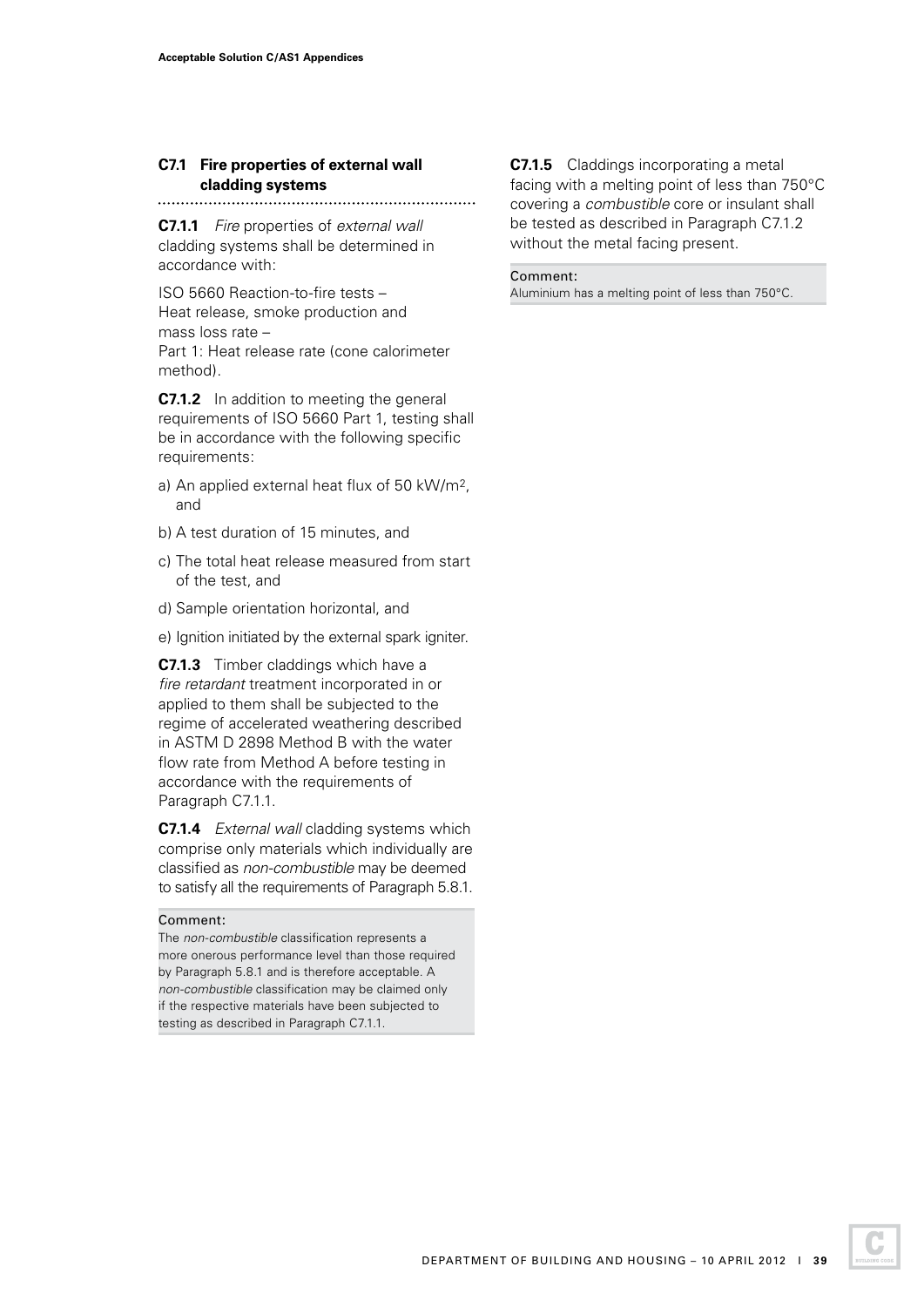## C7.1 Fire properties of external wall cladding systems

**C7.1.1** *Fire* properties of *external wall* cladding systems shall be determined in accordance with:

ISO 5660 Reaction-to-fire tests – Heat release, smoke production and mass loss rate – Part 1: Heat release rate (cone calorimeter method).

**C7.1.2** In addition to meeting the general requirements of ISO 5660 Part 1, testing shall be in accordance with the following specific requirements:

a) An applied external heat flux of 50 kW/m$^2$, and

b) A test duration of 15 minutes, and

c) The total heat release measured from start of the test, and

d) Sample orientation horizontal, and

e) Ignition initiated by the external spark igniter.

**C7.1.3** Timber claddings which have a *fire retardant* treatment incorporated in or applied to them shall be subjected to the regime of accelerated weathering described in ASTM D 2898 Method B with the water flow rate from Method A before testing in accordance with the requirements of Paragraph C7.1.1.

**C7.1.4** *External wall* cladding systems which comprise only materials which individually are classified as *non-combustible* may be deemed to satisfy all the requirements of Paragraph 5.8.1.

Comment:
The *non-combustible* classification represents a more onerous performance level than those required by Paragraph 5.8.1 and is therefore acceptable. A *non-combustible* classification may be claimed only if the respective materials have been subjected to testing as described in Paragraph C7.1.1.

**C7.1.5** Claddings incorporating a metal facing with a melting point of less than 750°C covering a *combustible* core or insulant shall be tested as described in Paragraph C7.1.2 without the metal facing present.

Comment:
Aluminium has a melting point of less than 750°C.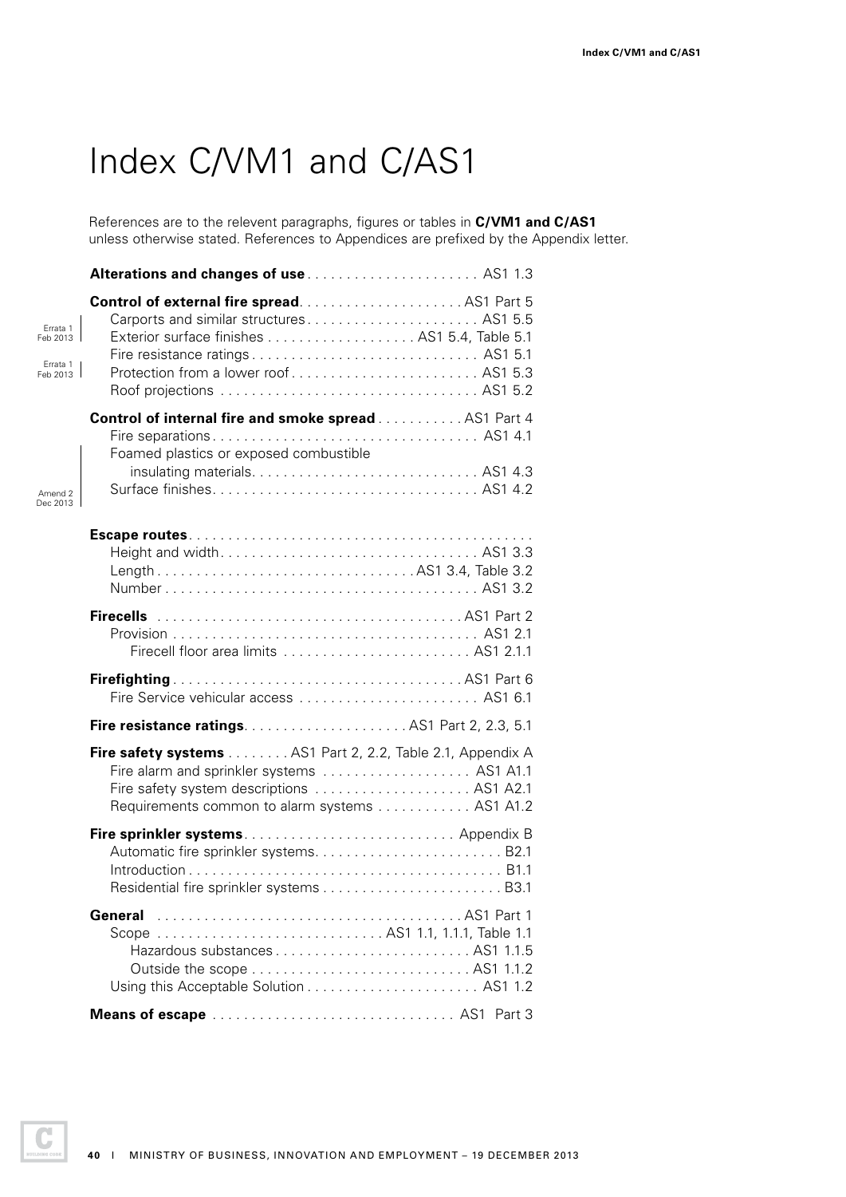# Index C/VM1 and C/AS1

References are to the relevent paragraphs, figures or tables in **C/VM1 and C/AS1** unless otherwise stated. References to Appendices are prefixed by the Appendix letter.

**Alterations and changes of use** . . . . . . . . . . . . . . . . . . . . . . AS1 1.3

**Control of external fire spread**. . . . . . . . . . . . . . . . . . . . . AS1 Part 5
- Carports and similar structures . . . . . . . . . . . . . . . . . . . . . . AS1 5.5
- Exterior surface finishes . . . . . . . . . . . . . . . . . . . AS1 5.4, Table 5.1 (Errata 1 Feb 2013)
- Fire resistance ratings . . . . . . . . . . . . . . . . . . . . . . . . . . . . AS1 5.1
- Protection from a lower roof . . . . . . . . . . . . . . . . . . . . . . . . AS1 5.3 (Errata 1 Feb 2013)
- Roof projections . . . . . . . . . . . . . . . . . . . . . . . . . . . . . . . . . AS1 5.2

**Control of internal fire and smoke spread** . . . . . . . . . . . AS1 Part 4
- Fire separations . . . . . . . . . . . . . . . . . . . . . . . . . . . . . . . . . . AS1 4.1
- Foamed plastics or exposed combustible insulating materials. . . . . . . . . . . . . . . . . . . . . . . . . . . . . AS1 4.3 (Amend 2 Dec 2013)
- Surface finishes. . . . . . . . . . . . . . . . . . . . . . . . . . . . . . . . . . AS1 4.2

**Escape routes**. . . . . . . . . . . . . . . . . . . . . . . . . . . . . . . . . . . . . . . . . . . .
- Height and width . . . . . . . . . . . . . . . . . . . . . . . . . . . . . . . . . AS1 3.3
- Length . . . . . . . . . . . . . . . . . . . . . . . . . . . . . . . .AS1 3.4, Table 3.2
- Number . . . . . . . . . . . . . . . . . . . . . . . . . . . . . . . . . . . . . . . . AS1 3.2

**Firecells** . . . . . . . . . . . . . . . . . . . . . . . . . . . . . . . . . . . . . . . AS1 Part 2
- Provision . . . . . . . . . . . . . . . . . . . . . . . . . . . . . . . . . . . . . . . AS1 2.1
  - Firecell floor area limits . . . . . . . . . . . . . . . . . . . . . . . . AS1 2.1.1

**Firefighting**. . . . . . . . . . . . . . . . . . . . . . . . . . . . . . . . . . . . . AS1 Part 6
- Fire Service vehicular access . . . . . . . . . . . . . . . . . . . . . . . AS1 6.1

**Fire resistance ratings**. . . . . . . . . . . . . . . . . . . . . AS1 Part 2, 2.3, 5.1

**Fire safety systems** . . . . . . . . AS1 Part 2, 2.2, Table 2.1, Appendix A
- Fire alarm and sprinkler systems . . . . . . . . . . . . . . . . . . . AS1 A1.1
- Fire safety system descriptions . . . . . . . . . . . . . . . . . . . . AS1 A2.1
- Requirements common to alarm systems . . . . . . . . . . . . AS1 A1.2

**Fire sprinkler systems**. . . . . . . . . . . . . . . . . . . . . . . . . . . Appendix B
- Automatic fire sprinkler systems. . . . . . . . . . . . . . . . . . . . . . . . B2.1
- Introduction . . . . . . . . . . . . . . . . . . . . . . . . . . . . . . . . . . . . . . . B1.1
- Residential fire sprinkler systems . . . . . . . . . . . . . . . . . . . . . . . B3.1

**General** . . . . . . . . . . . . . . . . . . . . . . . . . . . . . . . . . . . . . . . AS1 Part 1
- Scope . . . . . . . . . . . . . . . . . . . . . . . . . . . . AS1 1.1, 1.1.1, Table 1.1
  - Hazardous substances . . . . . . . . . . . . . . . . . . . . . . . . . AS1 1.1.5
  - Outside the scope . . . . . . . . . . . . . . . . . . . . . . . . . . . . AS1 1.1.2
- Using this Acceptable Solution . . . . . . . . . . . . . . . . . . . . . . AS1 1.2

**Means of escape** . . . . . . . . . . . . . . . . . . . . . . . . . . . . . . . AS1 Part 3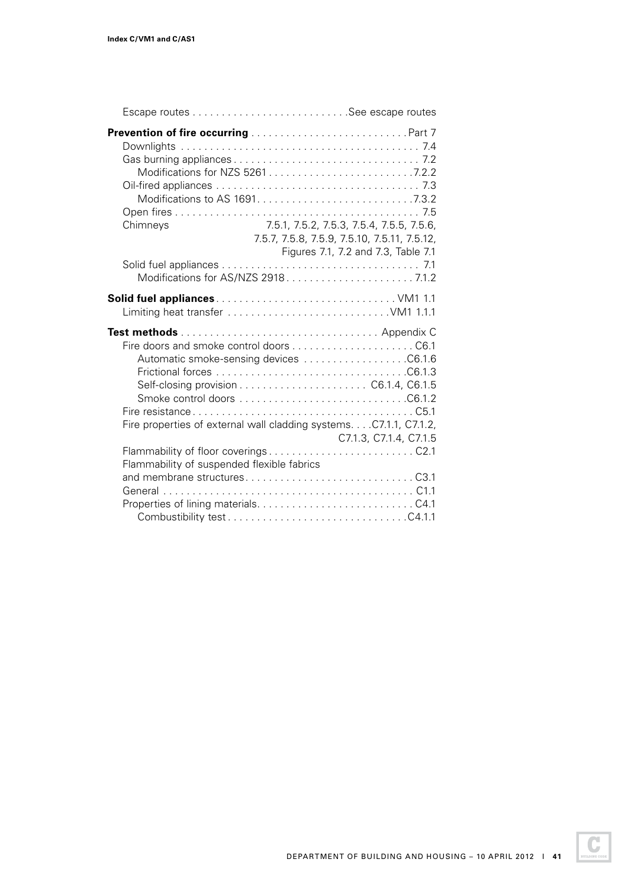Escape routes . . . . . . . . . . . . . . . . . . . . . . . . . .See escape routes

**Prevention of fire occurring** . . . . . . . . . . . . . . . . . . . . . . . . . . . Part 7
- Downlights . . . . . . . . . . . . . . . . . . . . . . . . . . . . . . . . . . . . . . . . 7.4
- Gas burning appliances . . . . . . . . . . . . . . . . . . . . . . . . . . . . . . . 7.2
  - Modifications for NZS 5261 . . . . . . . . . . . . . . . . . . . . . . . . .7.2.2
- Oil-fired appliances . . . . . . . . . . . . . . . . . . . . . . . . . . . . . . . . . . 7.3
  - Modifications to AS 1691. . . . . . . . . . . . . . . . . . . . . . . . . . .7.3.2
- Open fires . . . . . . . . . . . . . . . . . . . . . . . . . . . . . . . . . . . . . . . . . 7.5
- Chimneys 7.5.1, 7.5.2, 7.5.3, 7.5.4, 7.5.5, 7.5.6, 7.5.7, 7.5.8, 7.5.9, 7.5.10, 7.5.11, 7.5.12, Figures 7.1, 7.2 and 7.3, Table 7.1
- Solid fuel appliances . . . . . . . . . . . . . . . . . . . . . . . . . . . . . . . . . 7.1
  - Modifications for AS/NZS 2918 . . . . . . . . . . . . . . . . . . . . . . 7.1.2

**Solid fuel appliances** . . . . . . . . . . . . . . . . . . . . . . . . . . . . . . VM1 1.1
- Limiting heat transfer . . . . . . . . . . . . . . . . . . . . . . . . . . . .VM1 1.1.1

**Test methods** . . . . . . . . . . . . . . . . . . . . . . . . . . . . . . . . . Appendix C
- Fire doors and smoke control doors . . . . . . . . . . . . . . . . . . . . . C6.1
  - Automatic smoke-sensing devices . . . . . . . . . . . . . . . . . .C6.1.6
  - Frictional forces . . . . . . . . . . . . . . . . . . . . . . . . . . . . . . . .C6.1.3
  - Self-closing provision . . . . . . . . . . . . . . . . . . . . . . C6.1.4, C6.1.5
  - Smoke control doors . . . . . . . . . . . . . . . . . . . . . . . . . . . .C6.1.2
- Fire resistance . . . . . . . . . . . . . . . . . . . . . . . . . . . . . . . . . . . . . C5.1
- Fire properties of external wall cladding systems. . . .C7.1.1, C7.1.2, C7.1.3, C7.1.4, C7.1.5
- Flammability of floor coverings . . . . . . . . . . . . . . . . . . . . . . . . C2.1
- Flammability of suspended flexible fabrics and membrane structures. . . . . . . . . . . . . . . . . . . . . . . . . . . . C3.1
- General . . . . . . . . . . . . . . . . . . . . . . . . . . . . . . . . . . . . . . . . . . C1.1
- Properties of lining materials. . . . . . . . . . . . . . . . . . . . . . . . . . C4.1
  - Combustibility test . . . . . . . . . . . . . . . . . . . . . . . . . . . . . .C4.1.1